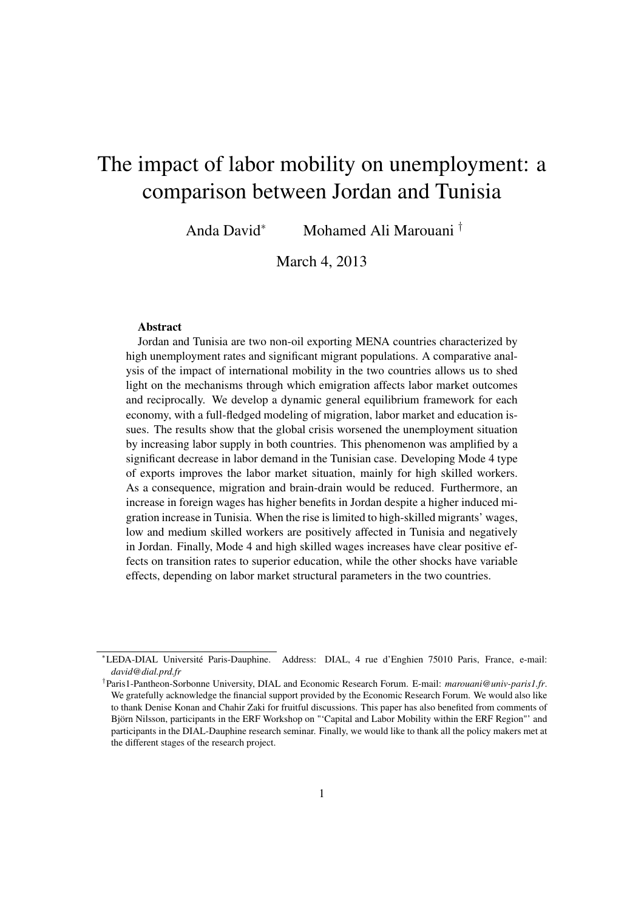# The impact of labor mobility on unemployment: a comparison between Jordan and Tunisia

Anda David[*] Mohamed Ali Marouani[†]

March 4, 2013

**Abstract**

Jordan and Tunisia are two non-oil exporting MENA countries characterized by high unemployment rates and significant migrant populations. A comparative analysis of the impact of international mobility in the two countries allows us to shed light on the mechanisms through which emigration affects labor market outcomes and reciprocally. We develop a dynamic general equilibrium framework for each economy, with a full-fledged modeling of migration, labor market and education issues. The results show that the global crisis worsened the unemployment situation by increasing labor supply in both countries. This phenomenon was amplified by a significant decrease in labor demand in the Tunisian case. Developing Mode 4 type of exports improves the labor market situation, mainly for high skilled workers. As a consequence, migration and brain-drain would be reduced. Furthermore, an increase in foreign wages has higher benefits in Jordan despite a higher induced migration increase in Tunisia. When the rise is limited to high-skilled migrants' wages, low and medium skilled workers are positively affected in Tunisia and negatively in Jordan. Finally, Mode 4 and high skilled wages increases have clear positive effects on transition rates to superior education, while the other shocks have variable effects, depending on labor market structural parameters in the two countries.

---

[*] LEDA-DIAL Université Paris-Dauphine. Address: DIAL, 4 rue d'Enghien 75010 Paris, France, e-mail: *david@dial.prd.fr*

[†] Paris1-Pantheon-Sorbonne University, DIAL and Economic Research Forum. E-mail: *marouani@univ-paris1.fr*. We gratefully acknowledge the financial support provided by the Economic Research Forum. We would also like to thank Denise Konan and Chahir Zaki for fruitful discussions. This paper has also benefited from comments of Björn Nilsson, participants in the ERF Workshop on "'Capital and Labor Mobility within the ERF Region"' and participants in the DIAL-Dauphine research seminar. Finally, we would like to thank all the policy makers met at the different stages of the research project.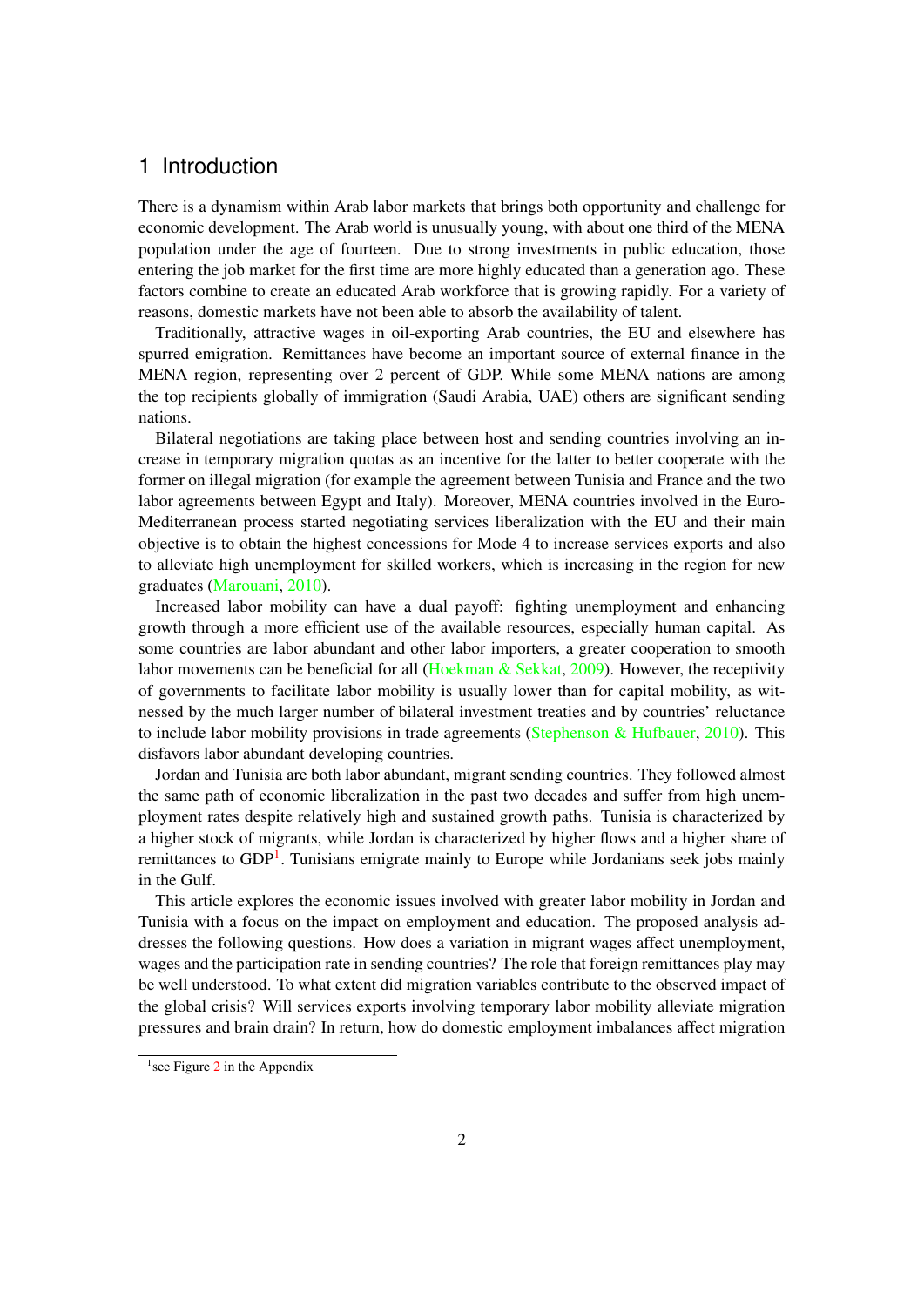# 1 Introduction

There is a dynamism within Arab labor markets that brings both opportunity and challenge for economic development. The Arab world is unusually young, with about one third of the MENA population under the age of fourteen. Due to strong investments in public education, those entering the job market for the first time are more highly educated than a generation ago. These factors combine to create an educated Arab workforce that is growing rapidly. For a variety of reasons, domestic markets have not been able to absorb the availability of talent.

Traditionally, attractive wages in oil-exporting Arab countries, the EU and elsewhere has spurred emigration. Remittances have become an important source of external finance in the MENA region, representing over 2 percent of GDP. While some MENA nations are among the top recipients globally of immigration (Saudi Arabia, UAE) others are significant sending nations.

Bilateral negotiations are taking place between host and sending countries involving an increase in temporary migration quotas as an incentive for the latter to better cooperate with the former on illegal migration (for example the agreement between Tunisia and France and the two labor agreements between Egypt and Italy). Moreover, MENA countries involved in the Euro-Mediterranean process started negotiating services liberalization with the EU and their main objective is to obtain the highest concessions for Mode 4 to increase services exports and also to alleviate high unemployment for skilled workers, which is increasing in the region for new graduates (Marouani, 2010).

Increased labor mobility can have a dual payoff: fighting unemployment and enhancing growth through a more efficient use of the available resources, especially human capital. As some countries are labor abundant and other labor importers, a greater cooperation to smooth labor movements can be beneficial for all (Hoekman & Sekkat, 2009). However, the receptivity of governments to facilitate labor mobility is usually lower than for capital mobility, as witnessed by the much larger number of bilateral investment treaties and by countries' reluctance to include labor mobility provisions in trade agreements (Stephenson & Hufbauer, 2010). This disfavors labor abundant developing countries.

Jordan and Tunisia are both labor abundant, migrant sending countries. They followed almost the same path of economic liberalization in the past two decades and suffer from high unemployment rates despite relatively high and sustained growth paths. Tunisia is characterized by a higher stock of migrants, while Jordan is characterized by higher flows and a higher share of remittances to GDP[1]. Tunisians emigrate mainly to Europe while Jordanians seek jobs mainly in the Gulf.

This article explores the economic issues involved with greater labor mobility in Jordan and Tunisia with a focus on the impact on employment and education. The proposed analysis addresses the following questions. How does a variation in migrant wages affect unemployment, wages and the participation rate in sending countries? The role that foreign remittances play may be well understood. To what extent did migration variables contribute to the observed impact of the global crisis? Will services exports involving temporary labor mobility alleviate migration pressures and brain drain? In return, how do domestic employment imbalances affect migration

[1] see Figure 2 in the Appendix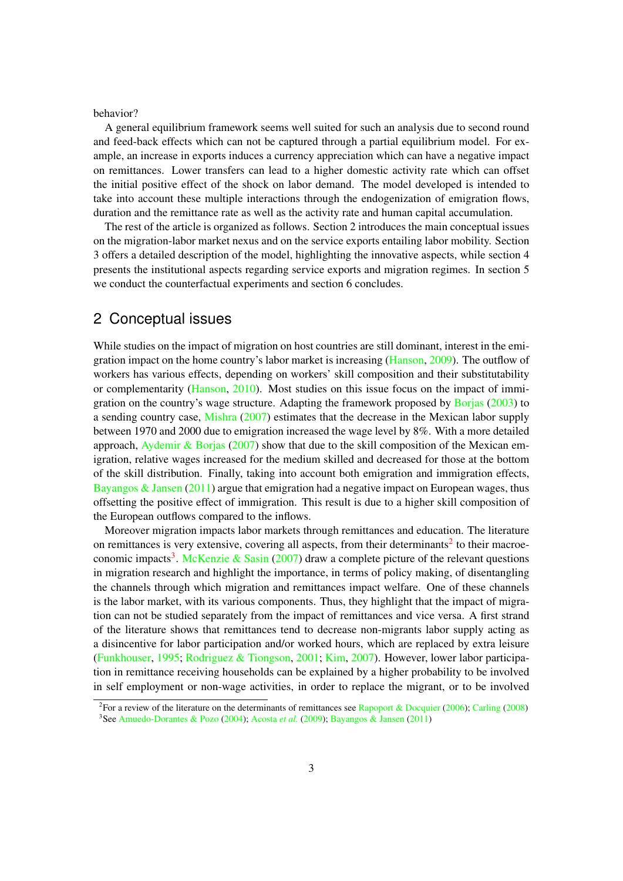behavior?

A general equilibrium framework seems well suited for such an analysis due to second round and feed-back effects which can not be captured through a partial equilibrium model. For example, an increase in exports induces a currency appreciation which can have a negative impact on remittances. Lower transfers can lead to a higher domestic activity rate which can offset the initial positive effect of the shock on labor demand. The model developed is intended to take into account these multiple interactions through the endogenization of emigration flows, duration and the remittance rate as well as the activity rate and human capital accumulation.

The rest of the article is organized as follows. Section 2 introduces the main conceptual issues on the migration-labor market nexus and on the service exports entailing labor mobility. Section 3 offers a detailed description of the model, highlighting the innovative aspects, while section 4 presents the institutional aspects regarding service exports and migration regimes. In section 5 we conduct the counterfactual experiments and section 6 concludes.

## 2 Conceptual issues

While studies on the impact of migration on host countries are still dominant, interest in the emigration impact on the home country's labor market is increasing (Hanson, 2009). The outflow of workers has various effects, depending on workers' skill composition and their substitutability or complementarity (Hanson, 2010). Most studies on this issue focus on the impact of immigration on the country's wage structure. Adapting the framework proposed by Borjas (2003) to a sending country case, Mishra (2007) estimates that the decrease in the Mexican labor supply between 1970 and 2000 due to emigration increased the wage level by 8%. With a more detailed approach, Aydemir & Borjas (2007) show that due to the skill composition of the Mexican emigration, relative wages increased for the medium skilled and decreased for those at the bottom of the skill distribution. Finally, taking into account both emigration and immigration effects, Bayangos & Jansen (2011) argue that emigration had a negative impact on European wages, thus offsetting the positive effect of immigration. This result is due to a higher skill composition of the European outflows compared to the inflows.

Moreover migration impacts labor markets through remittances and education. The literature on remittances is very extensive, covering all aspects, from their determinants[2] to their macroeconomic impacts[3]. McKenzie & Sasin (2007) draw a complete picture of the relevant questions in migration research and highlight the importance, in terms of policy making, of disentangling the channels through which migration and remittances impact welfare. One of these channels is the labor market, with its various components. Thus, they highlight that the impact of migration can not be studied separately from the impact of remittances and vice versa. A first strand of the literature shows that remittances tend to decrease non-migrants labor supply acting as a disincentive for labor participation and/or worked hours, which are replaced by extra leisure (Funkhouser, 1995; Rodriguez & Tiongson, 2001; Kim, 2007). However, lower labor participation in remittance receiving households can be explained by a higher probability to be involved in self employment or non-wage activities, in order to replace the migrant, or to be involved

[2] For a review of the literature on the determinants of remittances see Rapoport & Docquier (2006); Carling (2008)

[3] See Amuedo-Dorantes & Pozo (2004); Acosta *et al.* (2009); Bayangos & Jansen (2011)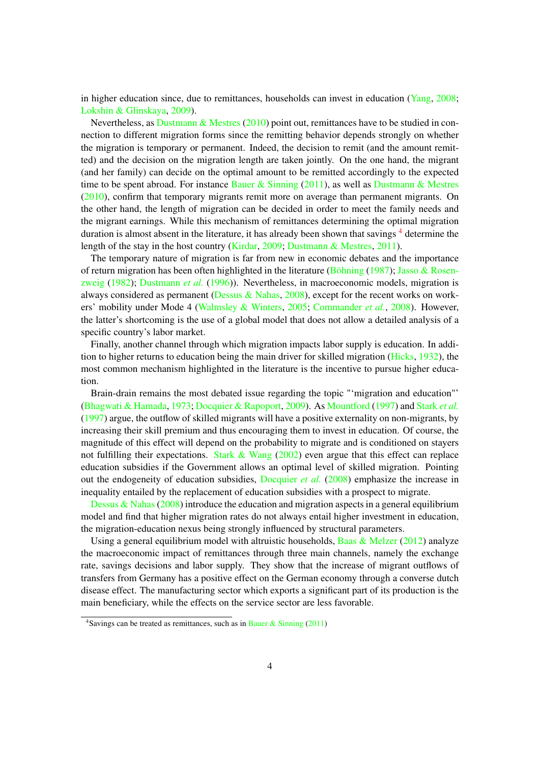in higher education since, due to remittances, households can invest in education (Yang, 2008; Lokshin & Glinskaya, 2009).

Nevertheless, as Dustmann & Mestres (2010) point out, remittances have to be studied in connection to different migration forms since the remitting behavior depends strongly on whether the migration is temporary or permanent. Indeed, the decision to remit (and the amount remitted) and the decision on the migration length are taken jointly. On the one hand, the migrant (and her family) can decide on the optimal amount to be remitted accordingly to the expected time to be spent abroad. For instance Bauer & Sinning (2011), as well as Dustmann & Mestres (2010), confirm that temporary migrants remit more on average than permanent migrants. On the other hand, the length of migration can be decided in order to meet the family needs and the migrant earnings. While this mechanism of remittances determining the optimal migration duration is almost absent in the literature, it has already been shown that savings [4] determine the length of the stay in the host country (Kirdar, 2009; Dustmann & Mestres, 2011).

The temporary nature of migration is far from new in economic debates and the importance of return migration has been often highlighted in the literature (Böhning (1987); Jasso & Rosenzweig (1982); Dustmann *et al.* (1996)). Nevertheless, in macroeconomic models, migration is always considered as permanent (Dessus & Nahas, 2008), except for the recent works on workers' mobility under Mode 4 (Walmsley & Winters, 2005; Commander *et al.*, 2008). However, the latter's shortcoming is the use of a global model that does not allow a detailed analysis of a specific country's labor market.

Finally, another channel through which migration impacts labor supply is education. In addition to higher returns to education being the main driver for skilled migration (Hicks, 1932), the most common mechanism highlighted in the literature is the incentive to pursue higher education.

Brain-drain remains the most debated issue regarding the topic "'migration and education"' (Bhagwati & Hamada, 1973; Docquier & Rapoport, 2009). As Mountford (1997) and Stark *et al.* (1997) argue, the outflow of skilled migrants will have a positive externality on non-migrants, by increasing their skill premium and thus encouraging them to invest in education. Of course, the magnitude of this effect will depend on the probability to migrate and is conditioned on stayers not fulfilling their expectations. Stark & Wang (2002) even argue that this effect can replace education subsidies if the Government allows an optimal level of skilled migration. Pointing out the endogeneity of education subsidies, Docquier *et al.* (2008) emphasize the increase in inequality entailed by the replacement of education subsidies with a prospect to migrate.

Dessus & Nahas (2008) introduce the education and migration aspects in a general equilibrium model and find that higher migration rates do not always entail higher investment in education, the migration-education nexus being strongly influenced by structural parameters.

Using a general equilibrium model with altruistic households, Baas & Melzer (2012) analyze the macroeconomic impact of remittances through three main channels, namely the exchange rate, savings decisions and labor supply. They show that the increase of migrant outflows of transfers from Germany has a positive effect on the German economy through a converse dutch disease effect. The manufacturing sector which exports a significant part of its production is the main beneficiary, while the effects on the service sector are less favorable.

[4] Savings can be treated as remittances, such as in Bauer & Sinning (2011)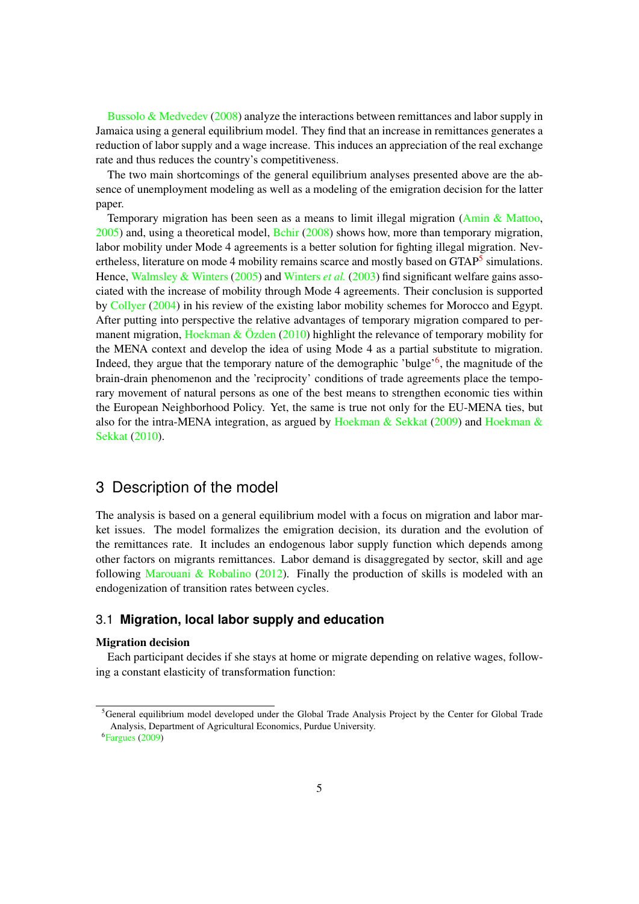Bussolo & Medvedev (2008) analyze the interactions between remittances and labor supply in Jamaica using a general equilibrium model. They find that an increase in remittances generates a reduction of labor supply and a wage increase. This induces an appreciation of the real exchange rate and thus reduces the country's competitiveness.

The two main shortcomings of the general equilibrium analyses presented above are the absence of unemployment modeling as well as a modeling of the emigration decision for the latter paper.

Temporary migration has been seen as a means to limit illegal migration (Amin & Mattoo, 2005) and, using a theoretical model, Bchir (2008) shows how, more than temporary migration, labor mobility under Mode 4 agreements is a better solution for fighting illegal migration. Nevertheless, literature on mode 4 mobility remains scarce and mostly based on GTAP[5] simulations. Hence, Walmsley & Winters (2005) and Winters *et al.* (2003) find significant welfare gains associated with the increase of mobility through Mode 4 agreements. Their conclusion is supported by Collyer (2004) in his review of the existing labor mobility schemes for Morocco and Egypt. After putting into perspective the relative advantages of temporary migration compared to permanent migration, Hoekman & Özden (2010) highlight the relevance of temporary mobility for the MENA context and develop the idea of using Mode 4 as a partial substitute to migration. Indeed, they argue that the temporary nature of the demographic 'bulge'[6], the magnitude of the brain-drain phenomenon and the 'reciprocity' conditions of trade agreements place the temporary movement of natural persons as one of the best means to strengthen economic ties within the European Neighborhood Policy. Yet, the same is true not only for the EU-MENA ties, but also for the intra-MENA integration, as argued by Hoekman & Sekkat (2009) and Hoekman & Sekkat (2010).

# 3 Description of the model

The analysis is based on a general equilibrium model with a focus on migration and labor market issues. The model formalizes the emigration decision, its duration and the evolution of the remittances rate. It includes an endogenous labor supply function which depends among other factors on migrants remittances. Labor demand is disaggregated by sector, skill and age following Marouani & Robalino (2012). Finally the production of skills is modeled with an endogenization of transition rates between cycles.

## 3.1 Migration, local labor supply and education

**Migration decision**

Each participant decides if she stays at home or migrate depending on relative wages, following a constant elasticity of transformation function:

[5] General equilibrium model developed under the Global Trade Analysis Project by the Center for Global Trade Analysis, Department of Agricultural Economics, Purdue University.

[6] Fargues (2009)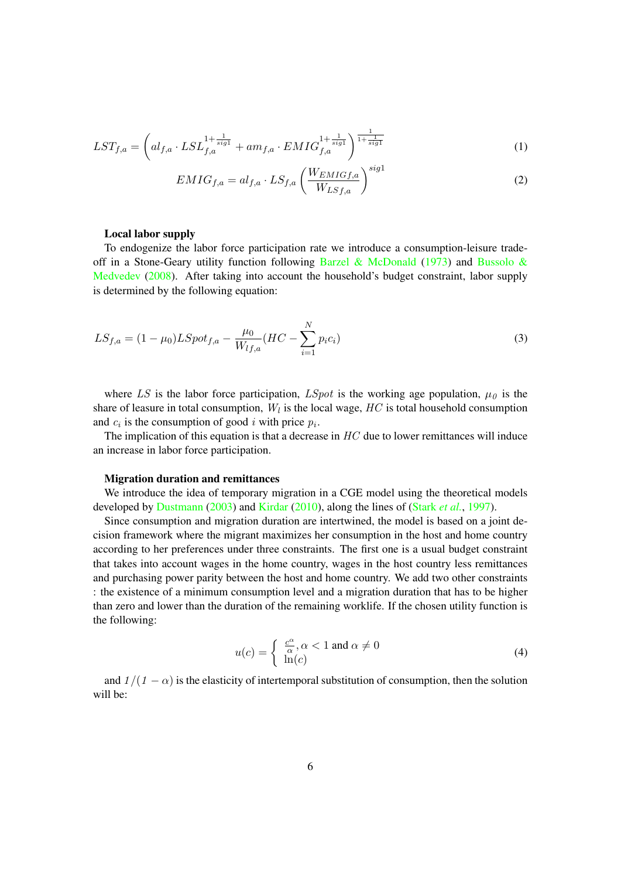$$LST_{f,a} = \left( al_{f,a} \cdot LSL_{f,a}^{1+\frac{1}{sig1}} + am_{f,a} \cdot EMIG_{f,a}^{1+\frac{1}{sig1}} \right)^{\frac{1}{1+\frac{1}{sig1}}} \tag{1}$$

$$EMIG_{f,a} = al_{f,a} \cdot LS_{f,a} \left( \frac{W_{EMIG\,f,a}}{W_{LS\,f,a}} \right)^{sig1} \tag{2}$$

**Local labor supply**

To endogenize the labor force participation rate we introduce a consumption-leisure trade-off in a Stone-Geary utility function following Barzel & McDonald (1973) and Bussolo & Medvedev (2008). After taking into account the household's budget constraint, labor supply is determined by the following equation:

$$LS_{f,a} = (1-\mu_0) LSpot_{f,a} - \frac{\mu_0}{W_{l\,f,a}} (HC - \sum_{i=1}^{N} p_i c_i) \tag{3}$$

where $LS$ is the labor force participation, $LSpot$ is the working age population, $\mu_0$ is the share of leasure in total consumption, $W_l$ is the local wage, $HC$ is total household consumption and $c_i$ is the consumption of good $i$ with price $p_i$.

The implication of this equation is that a decrease in $HC$ due to lower remittances will induce an increase in labor force participation.

**Migration duration and remittances**

We introduce the idea of temporary migration in a CGE model using the theoretical models developed by Dustmann (2003) and Kirdar (2010), along the lines of (Stark *et al.*, 1997).

Since consumption and migration duration are intertwined, the model is based on a joint decision framework where the migrant maximizes her consumption in the host and home country according to her preferences under three constraints. The first one is a usual budget constraint that takes into account wages in the home country, wages in the host country less remittances and purchasing power parity between the host and home country. We add two other constraints : the existence of a minimum consumption level and a migration duration that has to be higher than zero and lower than the duration of the remaining worklife. If the chosen utility function is the following:

$$u(c) = \begin{cases} \frac{c^\alpha}{\alpha}, \alpha < 1 \text{ and } \alpha \neq 0 \\ \ln(c) \end{cases} \tag{4}$$

and $1/(1-\alpha)$ is the elasticity of intertemporal substitution of consumption, then the solution will be: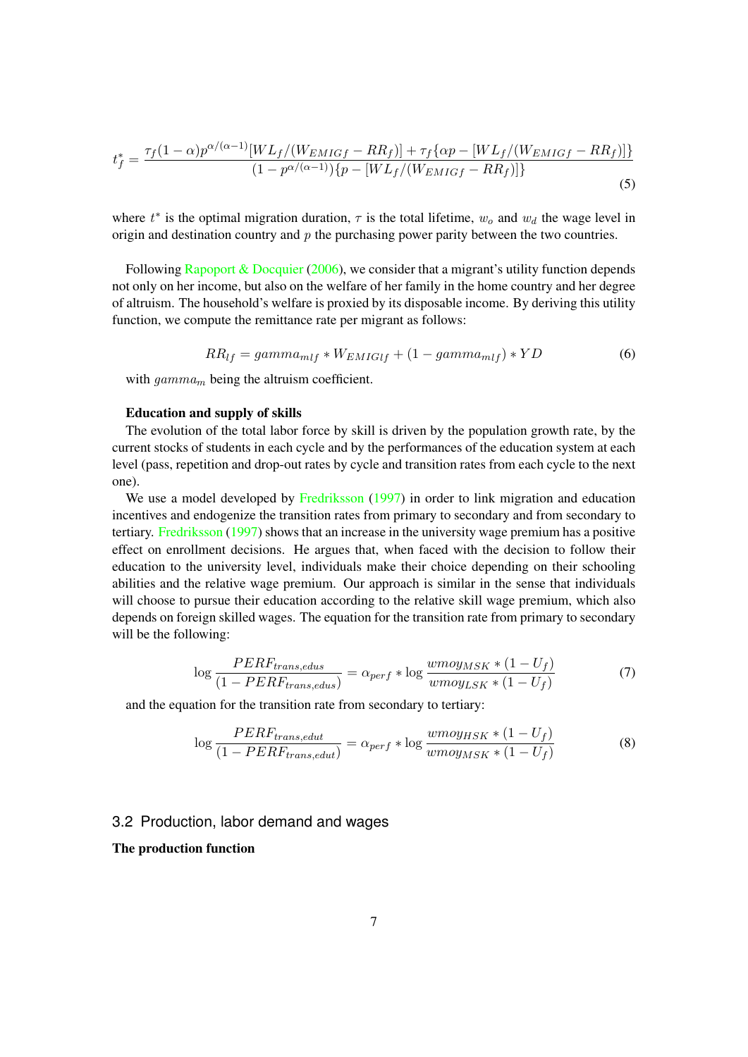$$t_f^* = \frac{\tau_f(1-\alpha)p^{\alpha/(\alpha-1)}[WL_f/(W_{EMIGf} - RR_f)] + \tau_f\{\alpha p - [WL_f/(W_{EMIGf} - RR_f)]\}}{(1-p^{\alpha/(\alpha-1)})\{p - [WL_f/(W_{EMIGf} - RR_f)]\}} \tag{5}$$

where $t^*$ is the optimal migration duration, $\tau$ is the total lifetime, $w_o$ and $w_d$ the wage level in origin and destination country and $p$ the purchasing power parity between the two countries.

Following Rapoport & Docquier (2006), we consider that a migrant's utility function depends not only on her income, but also on the welfare of her family in the home country and her degree of altruism. The household's welfare is proxied by its disposable income. By deriving this utility function, we compute the remittance rate per migrant as follows:

$$RR_{lf} = gamma_{mlf} * W_{EMIGlf} + (1 - gamma_{mlf}) * YD \tag{6}$$

with $gamma_m$ being the altruism coefficient.

**Education and supply of skills**

The evolution of the total labor force by skill is driven by the population growth rate, by the current stocks of students in each cycle and by the performances of the education system at each level (pass, repetition and drop-out rates by cycle and transition rates from each cycle to the next one).

We use a model developed by Fredriksson (1997) in order to link migration and education incentives and endogenize the transition rates from primary to secondary and from secondary to tertiary. Fredriksson (1997) shows that an increase in the university wage premium has a positive effect on enrollment decisions. He argues that, when faced with the decision to follow their education to the university level, individuals make their choice depending on their schooling abilities and the relative wage premium. Our approach is similar in the sense that individuals will choose to pursue their education according to the relative skill wage premium, which also depends on foreign skilled wages. The equation for the transition rate from primary to secondary will be the following:

$$\log \frac{PERF_{trans,edus}}{(1 - PERF_{trans,edus})} = \alpha_{perf} * \log \frac{wmoy_{MSK} * (1 - U_f)}{wmoy_{LSK} * (1 - U_f)} \tag{7}$$

and the equation for the transition rate from secondary to tertiary:

$$\log \frac{PERF_{trans,edut}}{(1 - PERF_{trans,edut})} = \alpha_{perf} * \log \frac{wmoy_{HSK} * (1 - U_f)}{wmoy_{MSK} * (1 - U_f)} \tag{8}$$

## 3.2 Production, labor demand and wages

**The production function**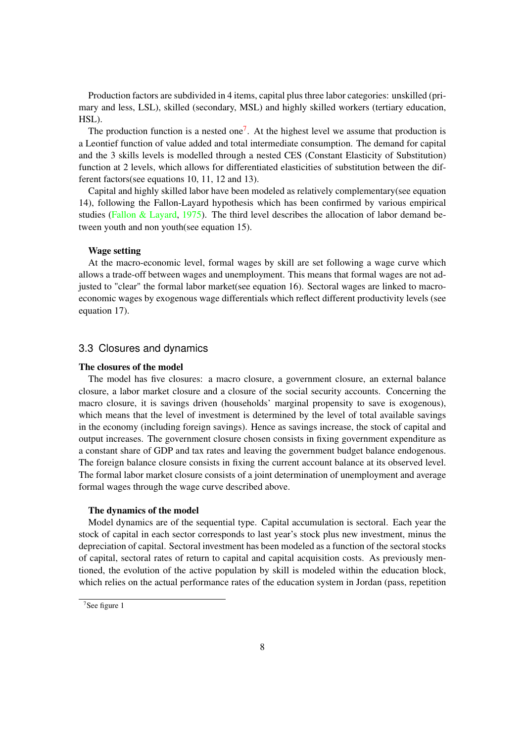Production factors are subdivided in 4 items, capital plus three labor categories: unskilled (primary and less, LSL), skilled (secondary, MSL) and highly skilled workers (tertiary education, HSL).

The production function is a nested one[7]. At the highest level we assume that production is a Leontief function of value added and total intermediate consumption. The demand for capital and the 3 skills levels is modelled through a nested CES (Constant Elasticity of Substitution) function at 2 levels, which allows for differentiated elasticities of substitution between the different factors(see equations 10, 11, 12 and 13).

Capital and highly skilled labor have been modeled as relatively complementary(see equation 14), following the Fallon-Layard hypothesis which has been confirmed by various empirical studies (Fallon & Layard, 1975). The third level describes the allocation of labor demand between youth and non youth(see equation 15).

**Wage setting**

At the macro-economic level, formal wages by skill are set following a wage curve which allows a trade-off between wages and unemployment. This means that formal wages are not adjusted to "clear" the formal labor market(see equation 16). Sectoral wages are linked to macroeconomic wages by exogenous wage differentials which reflect different productivity levels (see equation 17).

## 3.3 Closures and dynamics

**The closures of the model**

The model has five closures: a macro closure, a government closure, an external balance closure, a labor market closure and a closure of the social security accounts. Concerning the macro closure, it is savings driven (households' marginal propensity to save is exogenous), which means that the level of investment is determined by the level of total available savings in the economy (including foreign savings). Hence as savings increase, the stock of capital and output increases. The government closure chosen consists in fixing government expenditure as a constant share of GDP and tax rates and leaving the government budget balance endogenous. The foreign balance closure consists in fixing the current account balance at its observed level. The formal labor market closure consists of a joint determination of unemployment and average formal wages through the wage curve described above.

**The dynamics of the model**

Model dynamics are of the sequential type. Capital accumulation is sectoral. Each year the stock of capital in each sector corresponds to last year's stock plus new investment, minus the depreciation of capital. Sectoral investment has been modeled as a function of the sectoral stocks of capital, sectoral rates of return to capital and capital acquisition costs. As previously mentioned, the evolution of the active population by skill is modeled within the education block, which relies on the actual performance rates of the education system in Jordan (pass, repetition

[7] See figure 1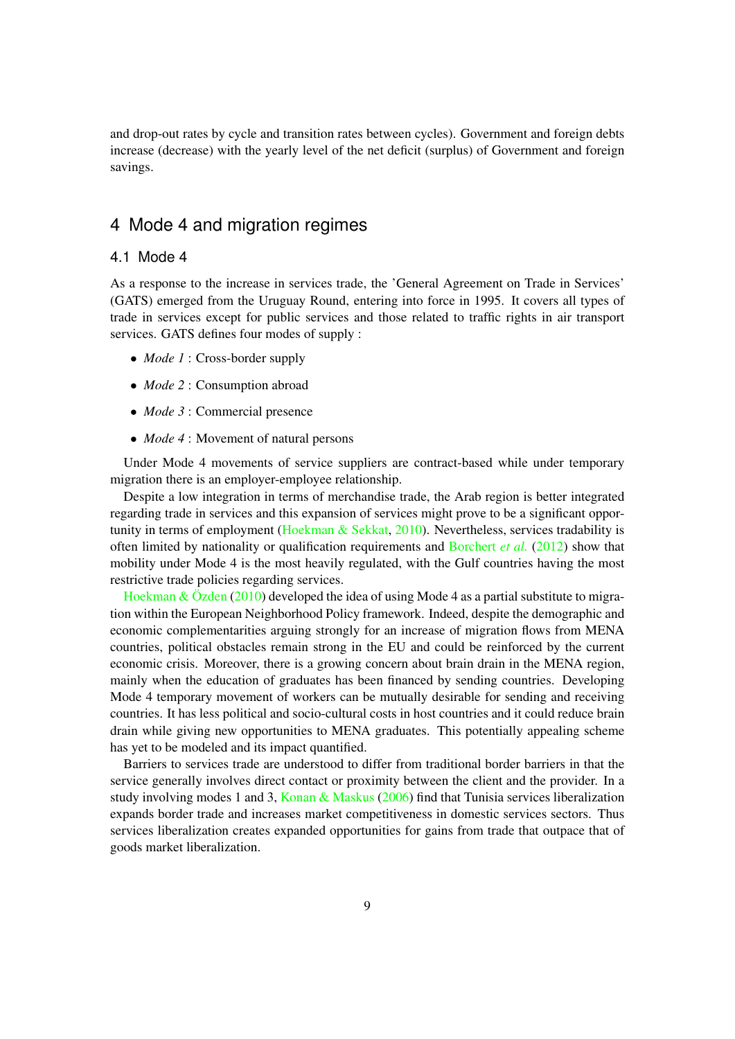and drop-out rates by cycle and transition rates between cycles). Government and foreign debts increase (decrease) with the yearly level of the net deficit (surplus) of Government and foreign savings.

## 4 Mode 4 and migration regimes

### 4.1 Mode 4

As a response to the increase in services trade, the 'General Agreement on Trade in Services' (GATS) emerged from the Uruguay Round, entering into force in 1995. It covers all types of trade in services except for public services and those related to traffic rights in air transport services. GATS defines four modes of supply :

- *Mode 1* : Cross-border supply
- *Mode 2* : Consumption abroad
- *Mode 3* : Commercial presence
- *Mode 4* : Movement of natural persons

Under Mode 4 movements of service suppliers are contract-based while under temporary migration there is an employer-employee relationship.

Despite a low integration in terms of merchandise trade, the Arab region is better integrated regarding trade in services and this expansion of services might prove to be a significant opportunity in terms of employment (Hoekman & Sekkat, 2010). Nevertheless, services tradability is often limited by nationality or qualification requirements and Borchert *et al.* (2012) show that mobility under Mode 4 is the most heavily regulated, with the Gulf countries having the most restrictive trade policies regarding services.

Hoekman & Özden (2010) developed the idea of using Mode 4 as a partial substitute to migration within the European Neighborhood Policy framework. Indeed, despite the demographic and economic complementarities arguing strongly for an increase of migration flows from MENA countries, political obstacles remain strong in the EU and could be reinforced by the current economic crisis. Moreover, there is a growing concern about brain drain in the MENA region, mainly when the education of graduates has been financed by sending countries. Developing Mode 4 temporary movement of workers can be mutually desirable for sending and receiving countries. It has less political and socio-cultural costs in host countries and it could reduce brain drain while giving new opportunities to MENA graduates. This potentially appealing scheme has yet to be modeled and its impact quantified.

Barriers to services trade are understood to differ from traditional border barriers in that the service generally involves direct contact or proximity between the client and the provider. In a study involving modes 1 and 3, Konan & Maskus (2006) find that Tunisia services liberalization expands border trade and increases market competitiveness in domestic services sectors. Thus services liberalization creates expanded opportunities for gains from trade that outpace that of goods market liberalization.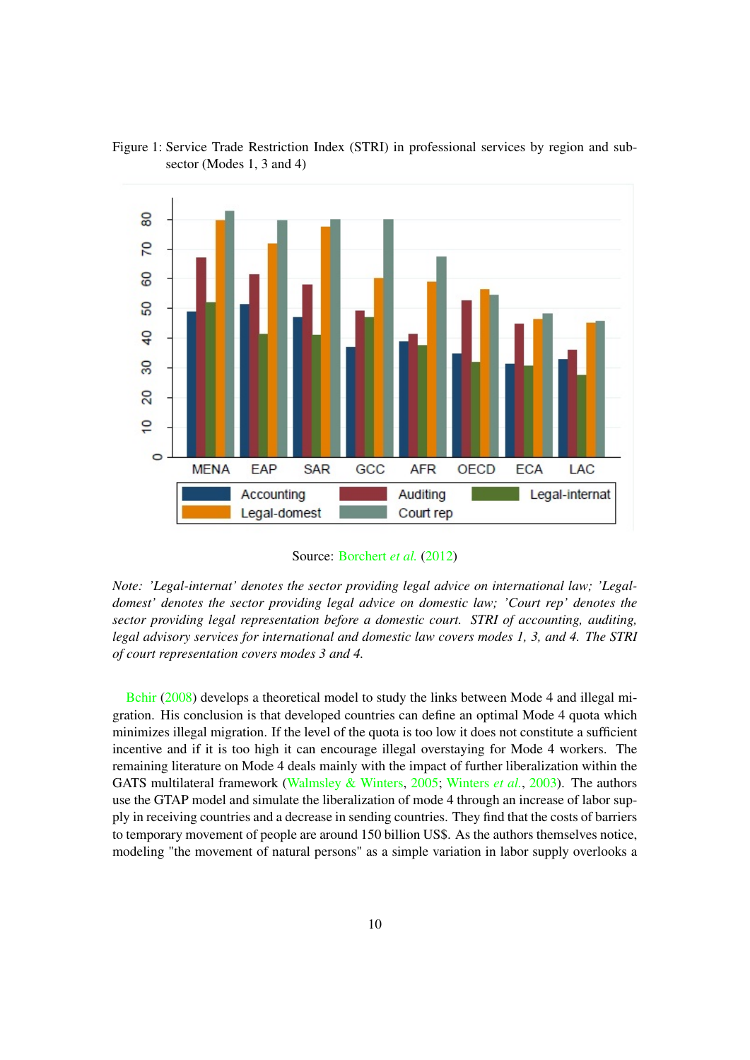Figure 1: Service Trade Restriction Index (STRI) in professional services by region and sub-sector (Modes 1, 3 and 4)

Source: Borchert *et al.* (2012)

*Note: 'Legal-internat' denotes the sector providing legal advice on international law; 'Legal-domest' denotes the sector providing legal advice on domestic law; 'Court rep' denotes the sector providing legal representation before a domestic court. STRI of accounting, auditing, legal advisory services for international and domestic law covers modes 1, 3, and 4. The STRI of court representation covers modes 3 and 4.*

Bchir (2008) develops a theoretical model to study the links between Mode 4 and illegal migration. His conclusion is that developed countries can define an optimal Mode 4 quota which minimizes illegal migration. If the level of the quota is too low it does not constitute a sufficient incentive and if it is too high it can encourage illegal overstaying for Mode 4 workers. The remaining literature on Mode 4 deals mainly with the impact of further liberalization within the GATS multilateral framework (Walmsley & Winters, 2005; Winters *et al.*, 2003). The authors use the GTAP model and simulate the liberalization of mode 4 through an increase of labor supply in receiving countries and a decrease in sending countries. They find that the costs of barriers to temporary movement of people are around 150 billion US$. As the authors themselves notice, modeling "the movement of natural persons" as a simple variation in labor supply overlooks a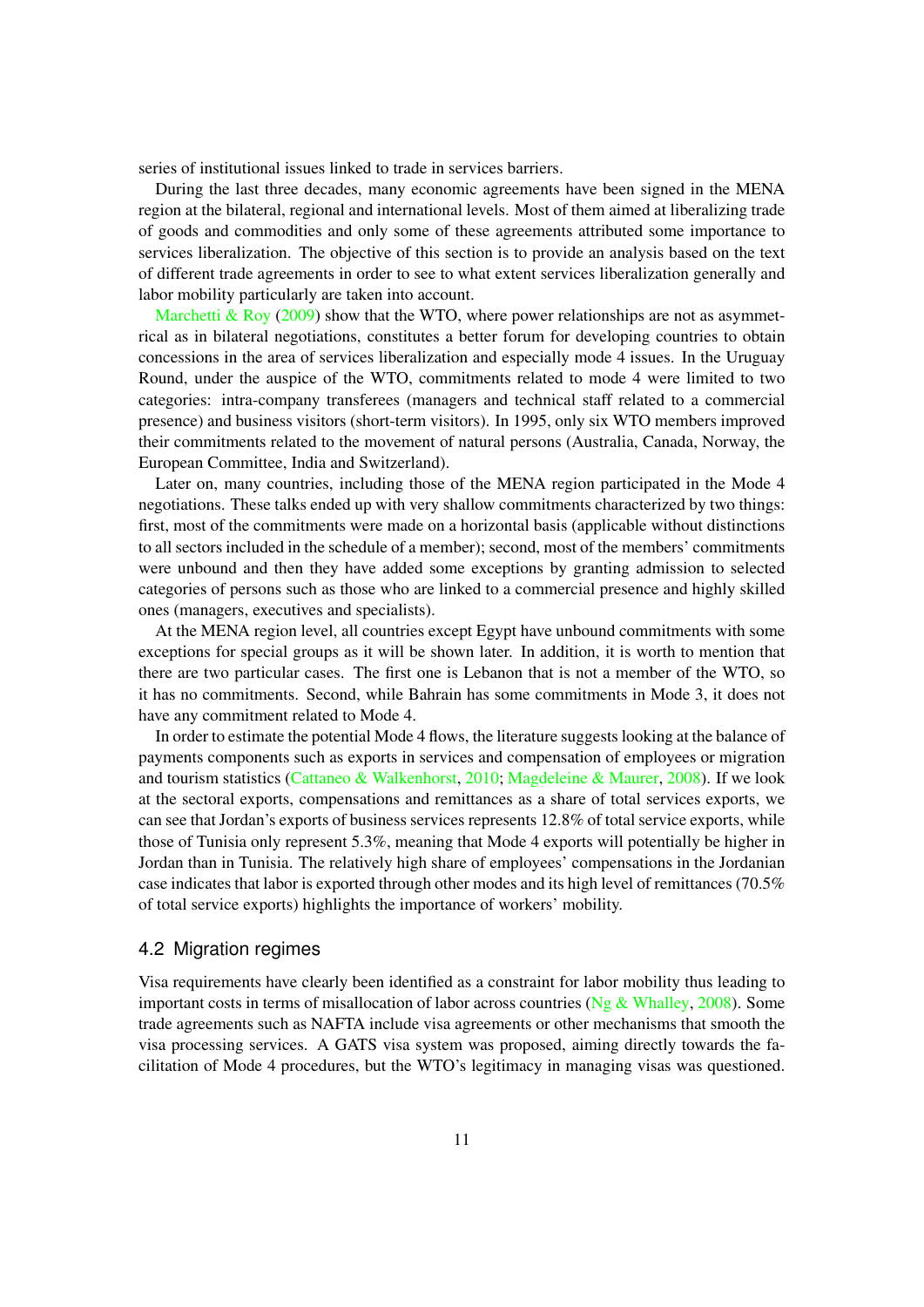series of institutional issues linked to trade in services barriers.

During the last three decades, many economic agreements have been signed in the MENA region at the bilateral, regional and international levels. Most of them aimed at liberalizing trade of goods and commodities and only some of these agreements attributed some importance to services liberalization. The objective of this section is to provide an analysis based on the text of different trade agreements in order to see to what extent services liberalization generally and labor mobility particularly are taken into account.

Marchetti & Roy (2009) show that the WTO, where power relationships are not as asymmetrical as in bilateral negotiations, constitutes a better forum for developing countries to obtain concessions in the area of services liberalization and especially mode 4 issues. In the Uruguay Round, under the auspice of the WTO, commitments related to mode 4 were limited to two categories: intra-company transferees (managers and technical staff related to a commercial presence) and business visitors (short-term visitors). In 1995, only six WTO members improved their commitments related to the movement of natural persons (Australia, Canada, Norway, the European Committee, India and Switzerland).

Later on, many countries, including those of the MENA region participated in the Mode 4 negotiations. These talks ended up with very shallow commitments characterized by two things: first, most of the commitments were made on a horizontal basis (applicable without distinctions to all sectors included in the schedule of a member); second, most of the members' commitments were unbound and then they have added some exceptions by granting admission to selected categories of persons such as those who are linked to a commercial presence and highly skilled ones (managers, executives and specialists).

At the MENA region level, all countries except Egypt have unbound commitments with some exceptions for special groups as it will be shown later. In addition, it is worth to mention that there are two particular cases. The first one is Lebanon that is not a member of the WTO, so it has no commitments. Second, while Bahrain has some commitments in Mode 3, it does not have any commitment related to Mode 4.

In order to estimate the potential Mode 4 flows, the literature suggests looking at the balance of payments components such as exports in services and compensation of employees or migration and tourism statistics (Cattaneo & Walkenhorst, 2010; Magdeleine & Maurer, 2008). If we look at the sectoral exports, compensations and remittances as a share of total services exports, we can see that Jordan's exports of business services represents 12.8% of total service exports, while those of Tunisia only represent 5.3%, meaning that Mode 4 exports will potentially be higher in Jordan than in Tunisia. The relatively high share of employees' compensations in the Jordanian case indicates that labor is exported through other modes and its high level of remittances (70.5% of total service exports) highlights the importance of workers' mobility.

### 4.2 Migration regimes

Visa requirements have clearly been identified as a constraint for labor mobility thus leading to important costs in terms of misallocation of labor across countries (Ng & Whalley, 2008). Some trade agreements such as NAFTA include visa agreements or other mechanisms that smooth the visa processing services. A GATS visa system was proposed, aiming directly towards the facilitation of Mode 4 procedures, but the WTO's legitimacy in managing visas was questioned.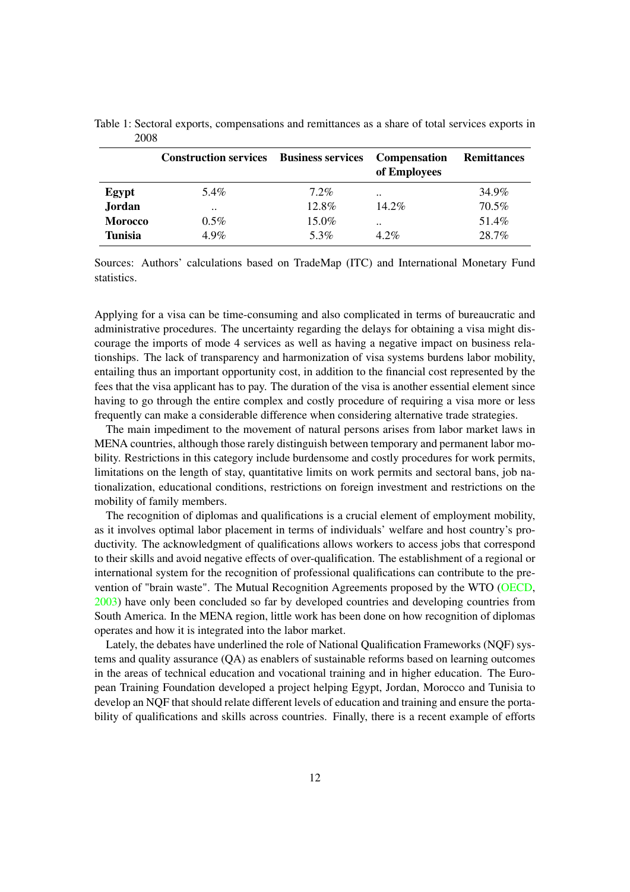Table 1: Sectoral exports, compensations and remittances as a share of total services exports in 2008

| | **Construction services** | **Business services** | **Compensation of Employees** | **Remittances** |
|---|---|---|---|---|
| **Egypt** | 5.4% | 7.2% | .. | 34.9% |
| **Jordan** | .. | 12.8% | 14.2% | 70.5% |
| **Morocco** | 0.5% | 15.0% | .. | 51.4% |
| **Tunisia** | 4.9% | 5.3% | 4.2% | 28.7% |

Sources: Authors' calculations based on TradeMap (ITC) and International Monetary Fund statistics.

Applying for a visa can be time-consuming and also complicated in terms of bureaucratic and administrative procedures. The uncertainty regarding the delays for obtaining a visa might discourage the imports of mode 4 services as well as having a negative impact on business relationships. The lack of transparency and harmonization of visa systems burdens labor mobility, entailing thus an important opportunity cost, in addition to the financial cost represented by the fees that the visa applicant has to pay. The duration of the visa is another essential element since having to go through the entire complex and costly procedure of requiring a visa more or less frequently can make a considerable difference when considering alternative trade strategies.

The main impediment to the movement of natural persons arises from labor market laws in MENA countries, although those rarely distinguish between temporary and permanent labor mobility. Restrictions in this category include burdensome and costly procedures for work permits, limitations on the length of stay, quantitative limits on work permits and sectoral bans, job nationalization, educational conditions, restrictions on foreign investment and restrictions on the mobility of family members.

The recognition of diplomas and qualifications is a crucial element of employment mobility, as it involves optimal labor placement in terms of individuals' welfare and host country's productivity. The acknowledgment of qualifications allows workers to access jobs that correspond to their skills and avoid negative effects of over-qualification. The establishment of a regional or international system for the recognition of professional qualifications can contribute to the prevention of "brain waste". The Mutual Recognition Agreements proposed by the WTO (OECD, 2003) have only been concluded so far by developed countries and developing countries from South America. In the MENA region, little work has been done on how recognition of diplomas operates and how it is integrated into the labor market.

Lately, the debates have underlined the role of National Qualification Frameworks (NQF) systems and quality assurance (QA) as enablers of sustainable reforms based on learning outcomes in the areas of technical education and vocational training and in higher education. The European Training Foundation developed a project helping Egypt, Jordan, Morocco and Tunisia to develop an NQF that should relate different levels of education and training and ensure the portability of qualifications and skills across countries. Finally, there is a recent example of efforts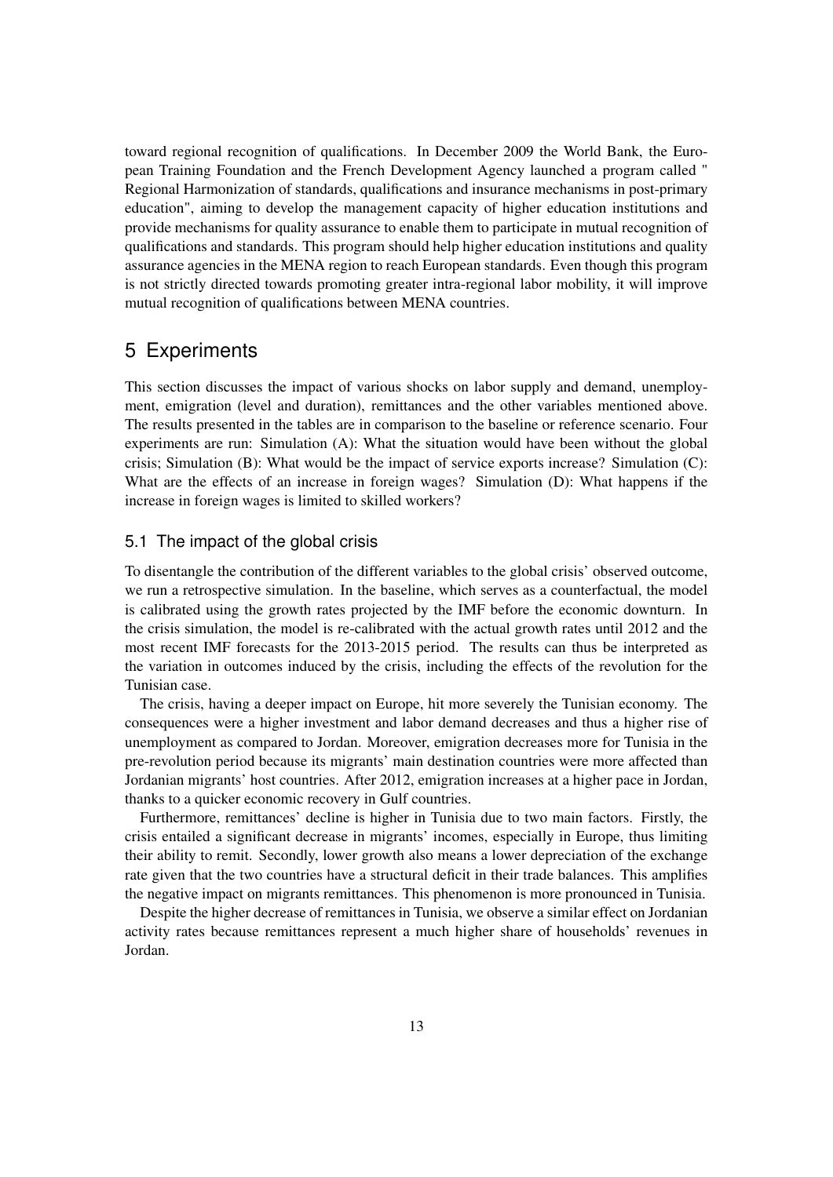toward regional recognition of qualifications. In December 2009 the World Bank, the European Training Foundation and the French Development Agency launched a program called " Regional Harmonization of standards, qualifications and insurance mechanisms in post-primary education", aiming to develop the management capacity of higher education institutions and provide mechanisms for quality assurance to enable them to participate in mutual recognition of qualifications and standards. This program should help higher education institutions and quality assurance agencies in the MENA region to reach European standards. Even though this program is not strictly directed towards promoting greater intra-regional labor mobility, it will improve mutual recognition of qualifications between MENA countries.

# 5 Experiments

This section discusses the impact of various shocks on labor supply and demand, unemployment, emigration (level and duration), remittances and the other variables mentioned above. The results presented in the tables are in comparison to the baseline or reference scenario. Four experiments are run: Simulation (A): What the situation would have been without the global crisis; Simulation (B): What would be the impact of service exports increase? Simulation (C): What are the effects of an increase in foreign wages? Simulation (D): What happens if the increase in foreign wages is limited to skilled workers?

## 5.1 The impact of the global crisis

To disentangle the contribution of the different variables to the global crisis' observed outcome, we run a retrospective simulation. In the baseline, which serves as a counterfactual, the model is calibrated using the growth rates projected by the IMF before the economic downturn. In the crisis simulation, the model is re-calibrated with the actual growth rates until 2012 and the most recent IMF forecasts for the 2013-2015 period. The results can thus be interpreted as the variation in outcomes induced by the crisis, including the effects of the revolution for the Tunisian case.

The crisis, having a deeper impact on Europe, hit more severely the Tunisian economy. The consequences were a higher investment and labor demand decreases and thus a higher rise of unemployment as compared to Jordan. Moreover, emigration decreases more for Tunisia in the pre-revolution period because its migrants' main destination countries were more affected than Jordanian migrants' host countries. After 2012, emigration increases at a higher pace in Jordan, thanks to a quicker economic recovery in Gulf countries.

Furthermore, remittances' decline is higher in Tunisia due to two main factors. Firstly, the crisis entailed a significant decrease in migrants' incomes, especially in Europe, thus limiting their ability to remit. Secondly, lower growth also means a lower depreciation of the exchange rate given that the two countries have a structural deficit in their trade balances. This amplifies the negative impact on migrants remittances. This phenomenon is more pronounced in Tunisia.

Despite the higher decrease of remittances in Tunisia, we observe a similar effect on Jordanian activity rates because remittances represent a much higher share of households' revenues in Jordan.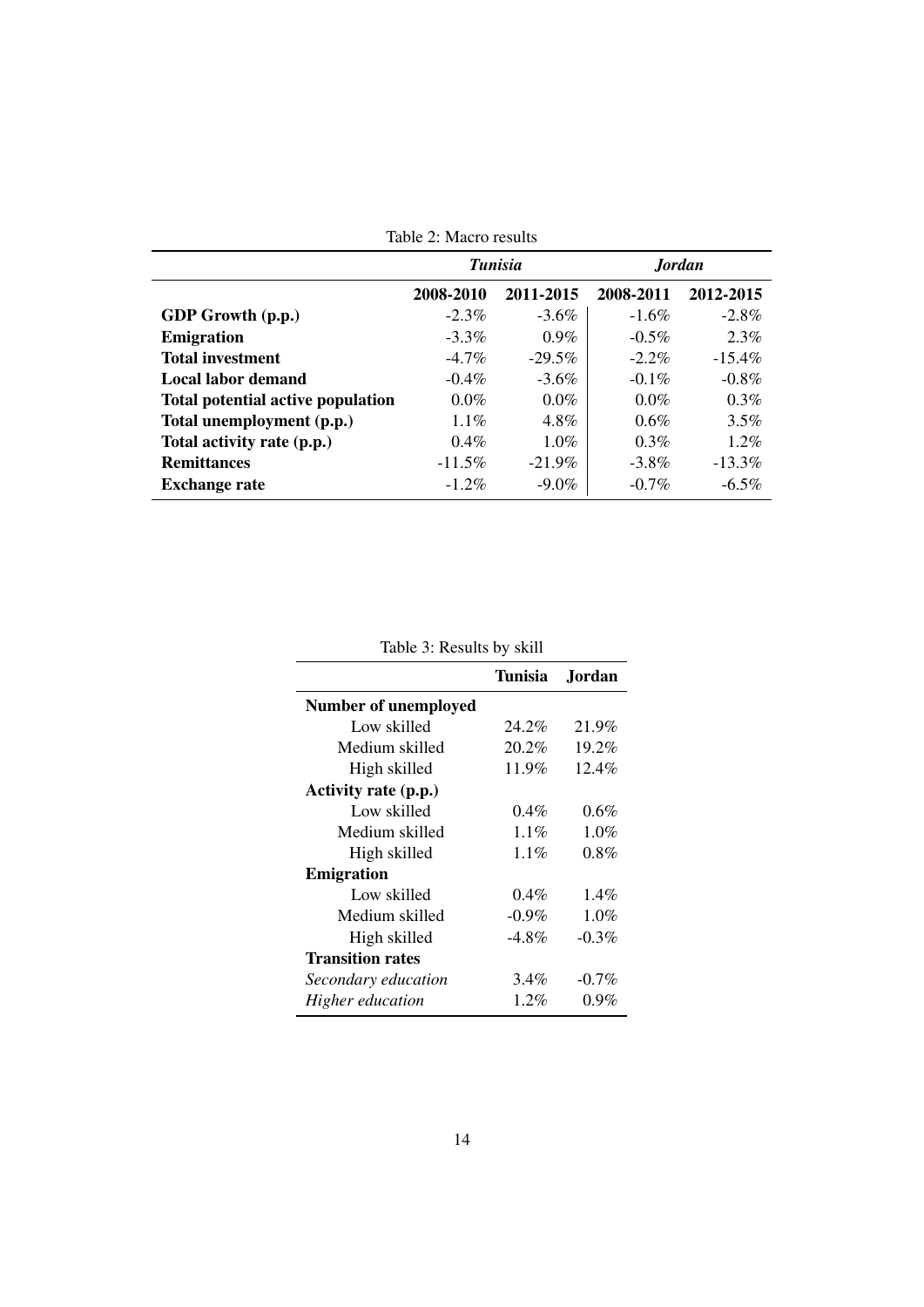Table 2: Macro results

| | *Tunisia* | | *Jordan* | |
|---|---|---|---|---|
| | **2008-2010** | **2011-2015** | **2008-2011** | **2012-2015** |
| **GDP Growth (p.p.)** | -2.3% | -3.6% | -1.6% | -2.8% |
| **Emigration** | -3.3% | 0.9% | -0.5% | 2.3% |
| **Total investment** | -4.7% | -29.5% | -2.2% | -15.4% |
| **Local labor demand** | -0.4% | -3.6% | -0.1% | -0.8% |
| **Total potential active population** | 0.0% | 0.0% | 0.0% | 0.3% |
| **Total unemployment (p.p.)** | 1.1% | 4.8% | 0.6% | 3.5% |
| **Total activity rate (p.p.)** | 0.4% | 1.0% | 0.3% | 1.2% |
| **Remittances** | -11.5% | -21.9% | -3.8% | -13.3% |
| **Exchange rate** | -1.2% | -9.0% | -0.7% | -6.5% |

Table 3: Results by skill

| | **Tunisia** | **Jordan** |
|---|---|---|
| **Number of unemployed** | | |
| Low skilled | 24.2% | 21.9% |
| Medium skilled | 20.2% | 19.2% |
| High skilled | 11.9% | 12.4% |
| **Activity rate (p.p.)** | | |
| Low skilled | 0.4% | 0.6% |
| Medium skilled | 1.1% | 1.0% |
| High skilled | 1.1% | 0.8% |
| **Emigration** | | |
| Low skilled | 0.4% | 1.4% |
| Medium skilled | -0.9% | 1.0% |
| High skilled | -4.8% | -0.3% |
| **Transition rates** | | |
| *Secondary education* | 3.4% | -0.7% |
| *Higher education* | 1.2% | 0.9% |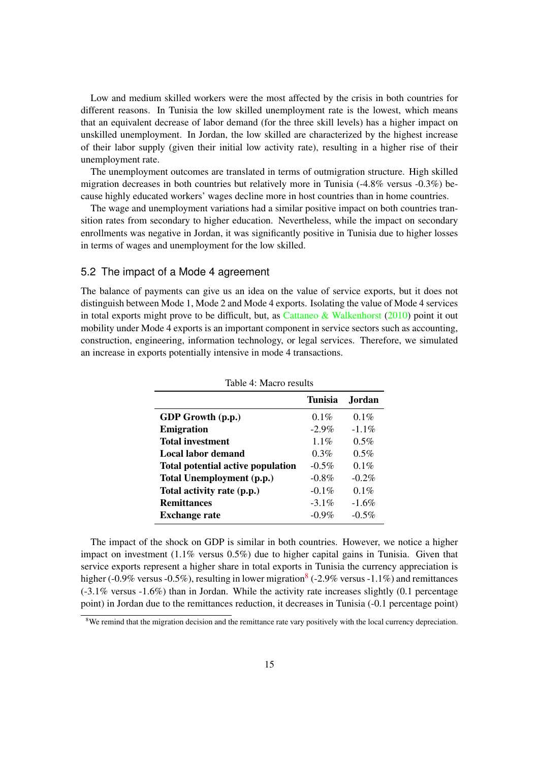Low and medium skilled workers were the most affected by the crisis in both countries for different reasons. In Tunisia the low skilled unemployment rate is the lowest, which means that an equivalent decrease of labor demand (for the three skill levels) has a higher impact on unskilled unemployment. In Jordan, the low skilled are characterized by the highest increase of their labor supply (given their initial low activity rate), resulting in a higher rise of their unemployment rate.

The unemployment outcomes are translated in terms of outmigration structure. High skilled migration decreases in both countries but relatively more in Tunisia (-4.8% versus -0.3%) because highly educated workers' wages decline more in host countries than in home countries.

The wage and unemployment variations had a similar positive impact on both countries transition rates from secondary to higher education. Nevertheless, while the impact on secondary enrollments was negative in Jordan, it was significantly positive in Tunisia due to higher losses in terms of wages and unemployment for the low skilled.

## 5.2 The impact of a Mode 4 agreement

The balance of payments can give us an idea on the value of service exports, but it does not distinguish between Mode 1, Mode 2 and Mode 4 exports. Isolating the value of Mode 4 services in total exports might prove to be difficult, but, as Cattaneo & Walkenhorst (2010) point it out mobility under Mode 4 exports is an important component in service sectors such as accounting, construction, engineering, information technology, or legal services. Therefore, we simulated an increase in exports potentially intensive in mode 4 transactions.

Table 4: Macro results

| | Tunisia | Jordan |
|---|---|---|
| **GDP Growth (p.p.)** | 0.1% | 0.1% |
| **Emigration** | -2.9% | -1.1% |
| **Total investment** | 1.1% | 0.5% |
| **Local labor demand** | 0.3% | 0.5% |
| **Total potential active population** | -0.5% | 0.1% |
| **Total Unemployment (p.p.)** | -0.8% | -0.2% |
| **Total activity rate (p.p.)** | -0.1% | 0.1% |
| **Remittances** | -3.1% | -1.6% |
| **Exchange rate** | -0.9% | -0.5% |

The impact of the shock on GDP is similar in both countries. However, we notice a higher impact on investment (1.1% versus 0.5%) due to higher capital gains in Tunisia. Given that service exports represent a higher share in total exports in Tunisia the currency appreciation is higher (-0.9% versus -0.5%), resulting in lower migration[8] (-2.9% versus -1.1%) and remittances (-3.1% versus -1.6%) than in Jordan. While the activity rate increases slightly (0.1 percentage point) in Jordan due to the remittances reduction, it decreases in Tunisia (-0.1 percentage point)

[8]We remind that the migration decision and the remittance rate vary positively with the local currency depreciation.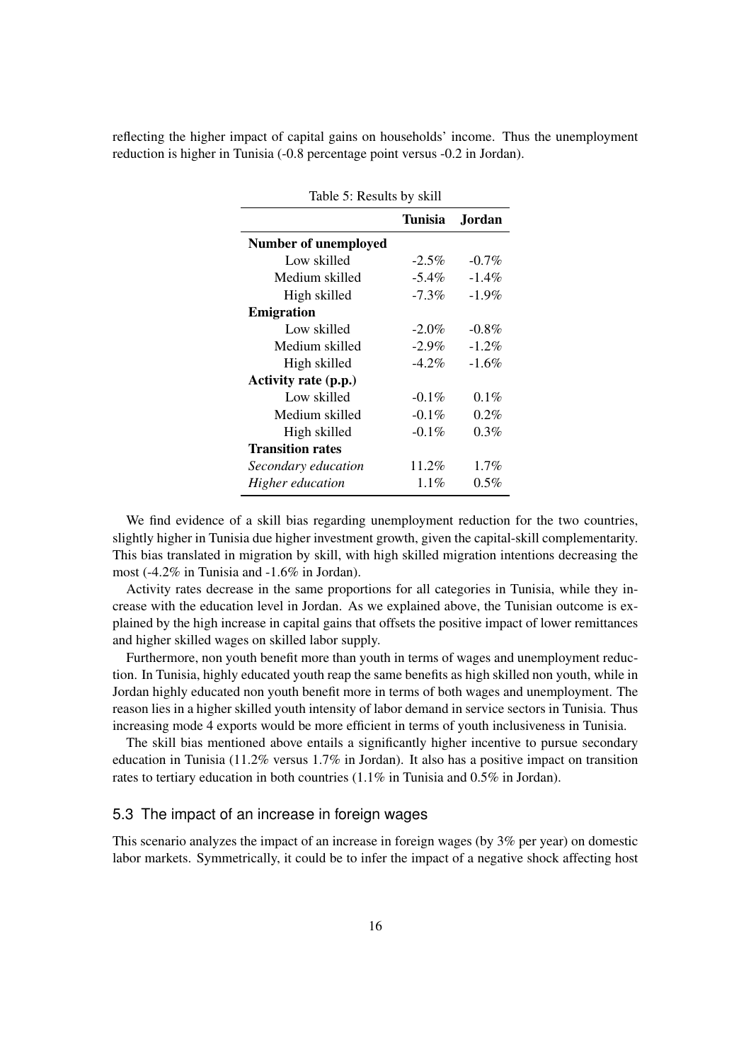reflecting the higher impact of capital gains on households' income. Thus the unemployment reduction is higher in Tunisia (-0.8 percentage point versus -0.2 in Jordan).

Table 5: Results by skill

| | **Tunisia** | **Jordan** |
|---|---|---|
| **Number of unemployed** | | |
| Low skilled | -2.5% | -0.7% |
| Medium skilled | -5.4% | -1.4% |
| High skilled | -7.3% | -1.9% |
| **Emigration** | | |
| Low skilled | -2.0% | -0.8% |
| Medium skilled | -2.9% | -1.2% |
| High skilled | -4.2% | -1.6% |
| **Activity rate (p.p.)** | | |
| Low skilled | -0.1% | 0.1% |
| Medium skilled | -0.1% | 0.2% |
| High skilled | -0.1% | 0.3% |
| **Transition rates** | | |
| *Secondary education* | 11.2% | 1.7% |
| *Higher education* | 1.1% | 0.5% |

We find evidence of a skill bias regarding unemployment reduction for the two countries, slightly higher in Tunisia due higher investment growth, given the capital-skill complementarity. This bias translated in migration by skill, with high skilled migration intentions decreasing the most (-4.2% in Tunisia and -1.6% in Jordan).

Activity rates decrease in the same proportions for all categories in Tunisia, while they increase with the education level in Jordan. As we explained above, the Tunisian outcome is explained by the high increase in capital gains that offsets the positive impact of lower remittances and higher skilled wages on skilled labor supply.

Furthermore, non youth benefit more than youth in terms of wages and unemployment reduction. In Tunisia, highly educated youth reap the same benefits as high skilled non youth, while in Jordan highly educated non youth benefit more in terms of both wages and unemployment. The reason lies in a higher skilled youth intensity of labor demand in service sectors in Tunisia. Thus increasing mode 4 exports would be more efficient in terms of youth inclusiveness in Tunisia.

The skill bias mentioned above entails a significantly higher incentive to pursue secondary education in Tunisia (11.2% versus 1.7% in Jordan). It also has a positive impact on transition rates to tertiary education in both countries (1.1% in Tunisia and 0.5% in Jordan).

### 5.3 The impact of an increase in foreign wages

This scenario analyzes the impact of an increase in foreign wages (by 3% per year) on domestic labor markets. Symmetrically, it could be to infer the impact of a negative shock affecting host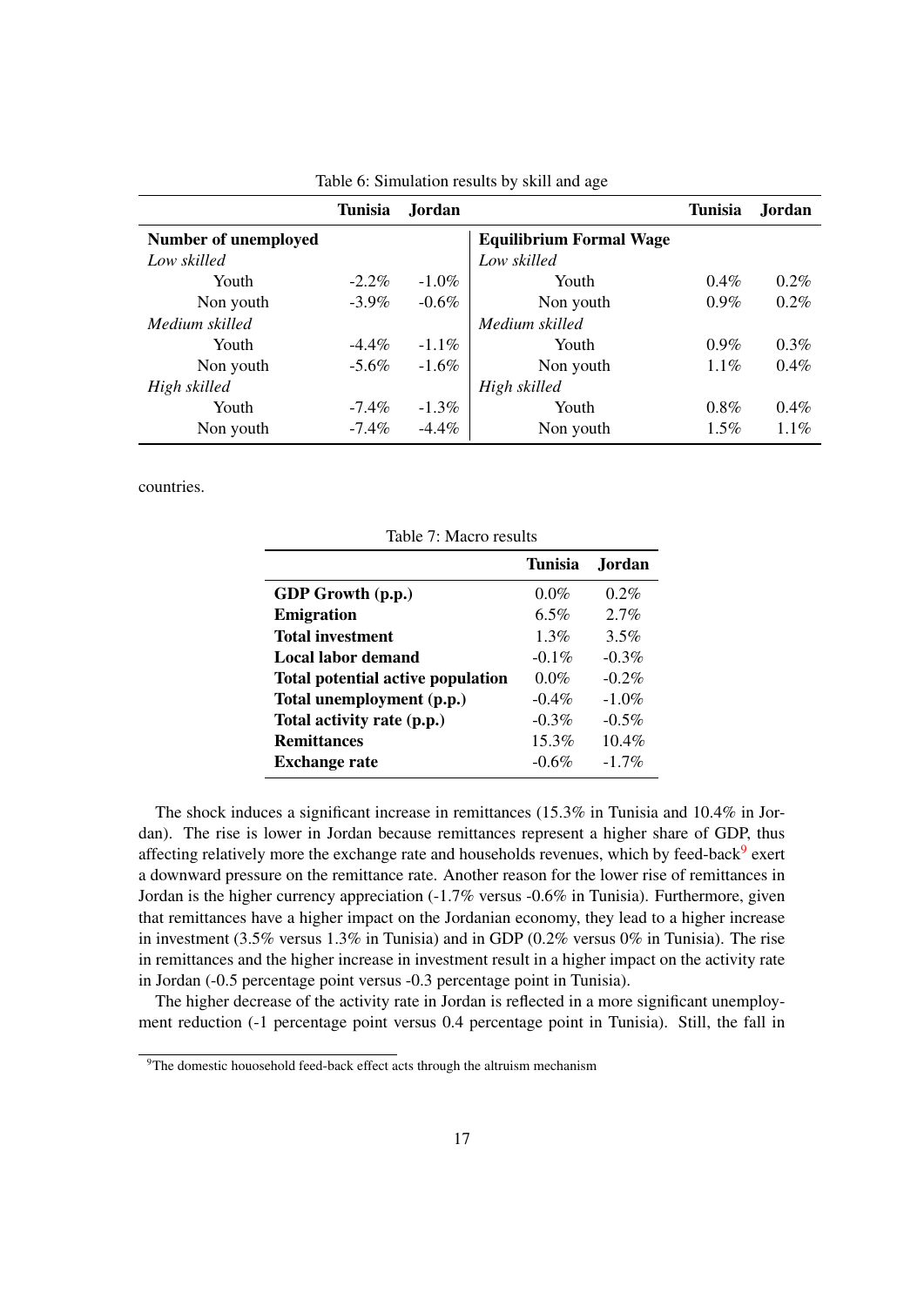Table 6: Simulation results by skill and age

| | Tunisia | Jordan | | Tunisia | Jordan |
|---|---|---|---|---|---|
| **Number of unemployed** | | | **Equilibrium Formal Wage** | | |
| *Low skilled* | | | *Low skilled* | | |
| Youth | -2.2% | -1.0% | Youth | 0.4% | 0.2% |
| Non youth | -3.9% | -0.6% | Non youth | 0.9% | 0.2% |
| *Medium skilled* | | | *Medium skilled* | | |
| Youth | -4.4% | -1.1% | Youth | 0.9% | 0.3% |
| Non youth | -5.6% | -1.6% | Non youth | 1.1% | 0.4% |
| *High skilled* | | | *High skilled* | | |
| Youth | -7.4% | -1.3% | Youth | 0.8% | 0.4% |
| Non youth | -7.4% | -4.4% | Non youth | 1.5% | 1.1% |

countries.

Table 7: Macro results

| | Tunisia | Jordan |
|---|---|---|
| **GDP Growth (p.p.)** | 0.0% | 0.2% |
| **Emigration** | 6.5% | 2.7% |
| **Total investment** | 1.3% | 3.5% |
| **Local labor demand** | -0.1% | -0.3% |
| **Total potential active population** | 0.0% | -0.2% |
| **Total unemployment (p.p.)** | -0.4% | -1.0% |
| **Total activity rate (p.p.)** | -0.3% | -0.5% |
| **Remittances** | 15.3% | 10.4% |
| **Exchange rate** | -0.6% | -1.7% |

The shock induces a significant increase in remittances (15.3% in Tunisia and 10.4% in Jordan). The rise is lower in Jordan because remittances represent a higher share of GDP, thus affecting relatively more the exchange rate and households revenues, which by feed-back[9] exert a downward pressure on the remittance rate. Another reason for the lower rise of remittances in Jordan is the higher currency appreciation (-1.7% versus -0.6% in Tunisia). Furthermore, given that remittances have a higher impact on the Jordanian economy, they lead to a higher increase in investment (3.5% versus 1.3% in Tunisia) and in GDP (0.2% versus 0% in Tunisia). The rise in remittances and the higher increase in investment result in a higher impact on the activity rate in Jordan (-0.5 percentage point versus -0.3 percentage point in Tunisia).

The higher decrease of the activity rate in Jordan is reflected in a more significant unemployment reduction (-1 percentage point versus 0.4 percentage point in Tunisia). Still, the fall in

[9] The domestic houousehold feed-back effect acts through the altruism mechanism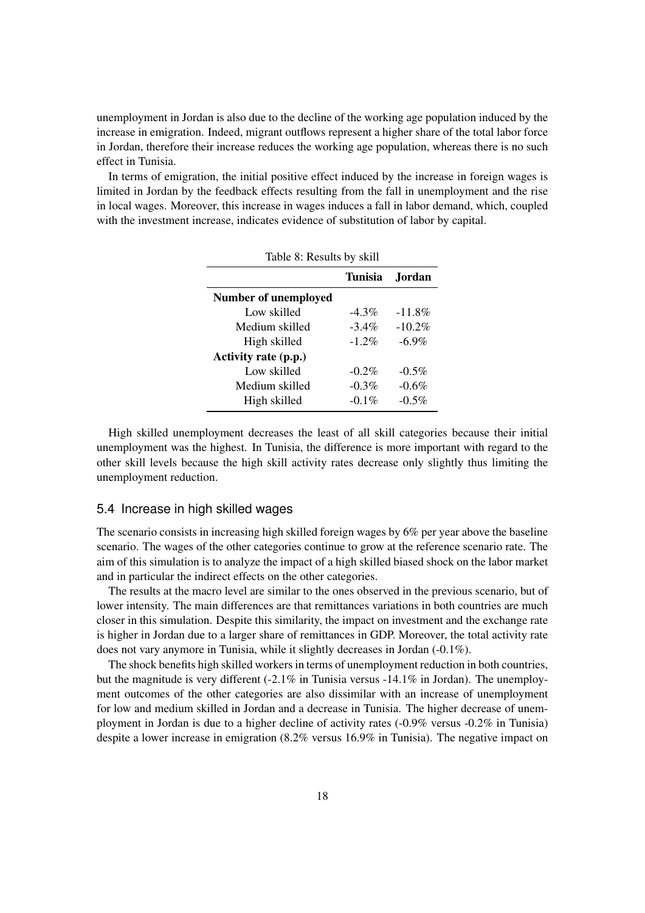unemployment in Jordan is also due to the decline of the working age population induced by the increase in emigration. Indeed, migrant outflows represent a higher share of the total labor force in Jordan, therefore their increase reduces the working age population, whereas there is no such effect in Tunisia.

In terms of emigration, the initial positive effect induced by the increase in foreign wages is limited in Jordan by the feedback effects resulting from the fall in unemployment and the rise in local wages. Moreover, this increase in wages induces a fall in labor demand, which, coupled with the investment increase, indicates evidence of substitution of labor by capital.

Table 8: Results by skill

| | **Tunisia** | **Jordan** |
|---|---|---|
| **Number of unemployed** | | |
| Low skilled | -4.3% | -11.8% |
| Medium skilled | -3.4% | -10.2% |
| High skilled | -1.2% | -6.9% |
| **Activity rate (p.p.)** | | |
| Low skilled | -0.2% | -0.5% |
| Medium skilled | -0.3% | -0.6% |
| High skilled | -0.1% | -0.5% |

High skilled unemployment decreases the least of all skill categories because their initial unemployment was the highest. In Tunisia, the difference is more important with regard to the other skill levels because the high skill activity rates decrease only slightly thus limiting the unemployment reduction.

## 5.4 Increase in high skilled wages

The scenario consists in increasing high skilled foreign wages by 6% per year above the baseline scenario. The wages of the other categories continue to grow at the reference scenario rate. The aim of this simulation is to analyze the impact of a high skilled biased shock on the labor market and in particular the indirect effects on the other categories.

The results at the macro level are similar to the ones observed in the previous scenario, but of lower intensity. The main differences are that remittances variations in both countries are much closer in this simulation. Despite this similarity, the impact on investment and the exchange rate is higher in Jordan due to a larger share of remittances in GDP. Moreover, the total activity rate does not vary anymore in Tunisia, while it slightly decreases in Jordan (-0.1%).

The shock benefits high skilled workers in terms of unemployment reduction in both countries, but the magnitude is very different (-2.1% in Tunisia versus -14.1% in Jordan). The unemployment outcomes of the other categories are also dissimilar with an increase of unemployment for low and medium skilled in Jordan and a decrease in Tunisia. The higher decrease of unemployment in Jordan is due to a higher decline of activity rates (-0.9% versus -0.2% in Tunisia) despite a lower increase in emigration (8.2% versus 16.9% in Tunisia). The negative impact on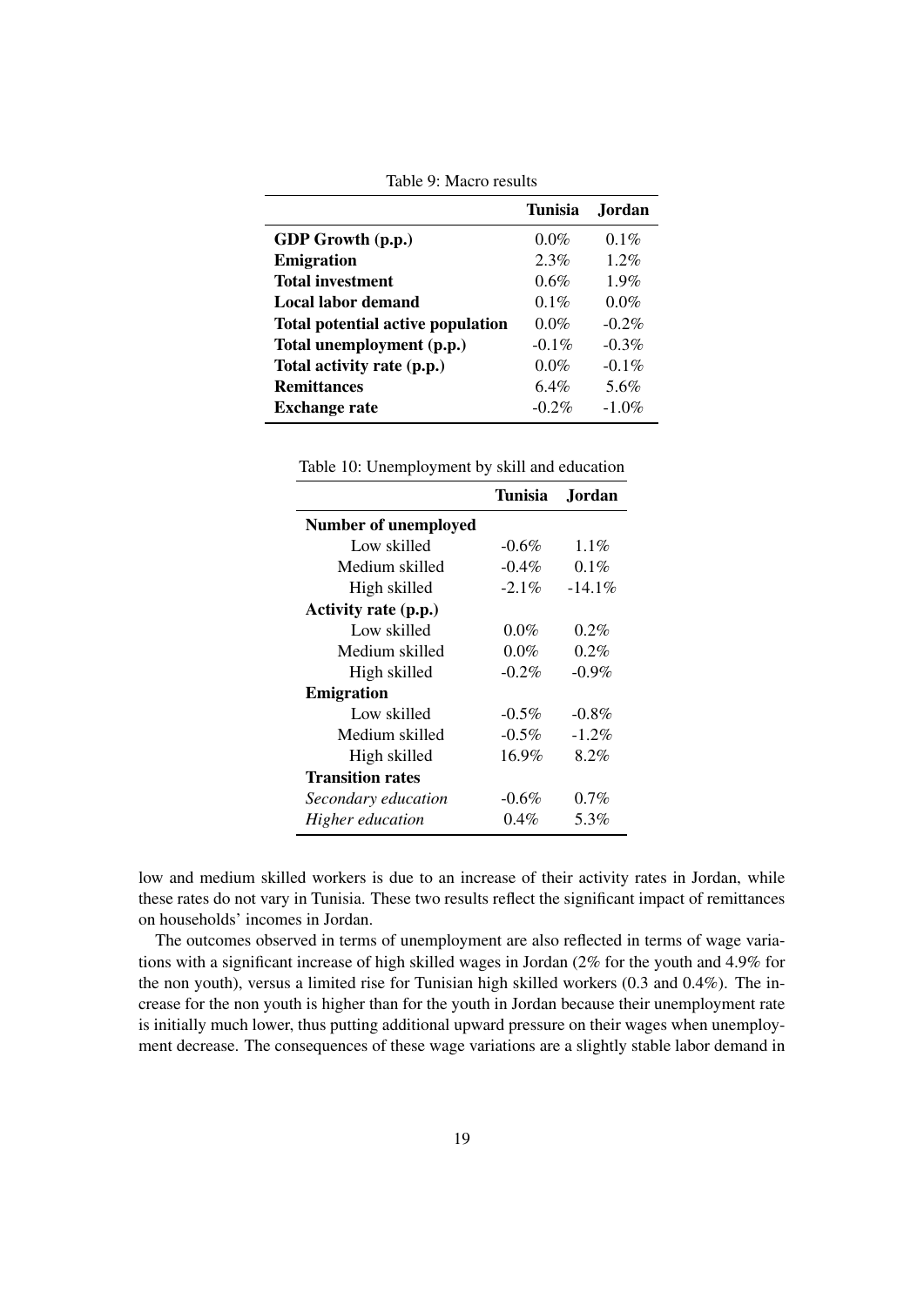Table 9: Macro results

| | Tunisia | Jordan |
|---|---|---|
| **GDP Growth (p.p.)** | 0.0% | 0.1% |
| **Emigration** | 2.3% | 1.2% |
| **Total investment** | 0.6% | 1.9% |
| **Local labor demand** | 0.1% | 0.0% |
| **Total potential active population** | 0.0% | -0.2% |
| **Total unemployment (p.p.)** | -0.1% | -0.3% |
| **Total activity rate (p.p.)** | 0.0% | -0.1% |
| **Remittances** | 6.4% | 5.6% |
| **Exchange rate** | -0.2% | -1.0% |

Table 10: Unemployment by skill and education

| | Tunisia | Jordan |
|---|---|---|
| **Number of unemployed** | | |
| Low skilled | -0.6% | 1.1% |
| Medium skilled | -0.4% | 0.1% |
| High skilled | -2.1% | -14.1% |
| **Activity rate (p.p.)** | | |
| Low skilled | 0.0% | 0.2% |
| Medium skilled | 0.0% | 0.2% |
| High skilled | -0.2% | -0.9% |
| **Emigration** | | |
| Low skilled | -0.5% | -0.8% |
| Medium skilled | -0.5% | -1.2% |
| High skilled | 16.9% | 8.2% |
| **Transition rates** | | |
| *Secondary education* | -0.6% | 0.7% |
| *Higher education* | 0.4% | 5.3% |

low and medium skilled workers is due to an increase of their activity rates in Jordan, while these rates do not vary in Tunisia. These two results reflect the significant impact of remittances on households' incomes in Jordan.

The outcomes observed in terms of unemployment are also reflected in terms of wage variations with a significant increase of high skilled wages in Jordan (2% for the youth and 4.9% for the non youth), versus a limited rise for Tunisian high skilled workers (0.3 and 0.4%). The increase for the non youth is higher than for the youth in Jordan because their unemployment rate is initially much lower, thus putting additional upward pressure on their wages when unemployment decrease. The consequences of these wage variations are a slightly stable labor demand in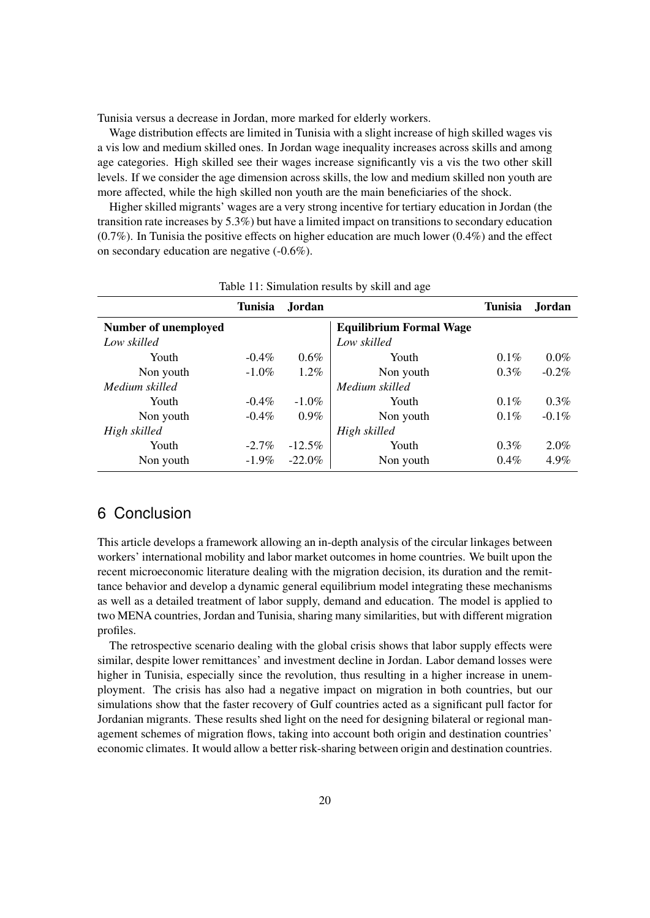Tunisia versus a decrease in Jordan, more marked for elderly workers.

Wage distribution effects are limited in Tunisia with a slight increase of high skilled wages vis a vis low and medium skilled ones. In Jordan wage inequality increases across skills and among age categories. High skilled see their wages increase significantly vis a vis the two other skill levels. If we consider the age dimension across skills, the low and medium skilled non youth are more affected, while the high skilled non youth are the main beneficiaries of the shock.

Higher skilled migrants' wages are a very strong incentive for tertiary education in Jordan (the transition rate increases by 5.3%) but have a limited impact on transitions to secondary education (0.7%). In Tunisia the positive effects on higher education are much lower (0.4%) and the effect on secondary education are negative (-0.6%).

Table 11: Simulation results by skill and age

| | **Tunisia** | **Jordan** | | **Tunisia** | **Jordan** |
|---|---|---|---|---|---|
| **Number of unemployed** | | | **Equilibrium Formal Wage** | | |
| *Low skilled* | | | *Low skilled* | | |
| Youth | -0.4% | 0.6% | Youth | 0.1% | 0.0% |
| Non youth | -1.0% | 1.2% | Non youth | 0.3% | -0.2% |
| *Medium skilled* | | | *Medium skilled* | | |
| Youth | -0.4% | -1.0% | Youth | 0.1% | 0.3% |
| Non youth | -0.4% | 0.9% | Non youth | 0.1% | -0.1% |
| *High skilled* | | | *High skilled* | | |
| Youth | -2.7% | -12.5% | Youth | 0.3% | 2.0% |
| Non youth | -1.9% | -22.0% | Non youth | 0.4% | 4.9% |

## 6 Conclusion

This article develops a framework allowing an in-depth analysis of the circular linkages between workers' international mobility and labor market outcomes in home countries. We built upon the recent microeconomic literature dealing with the migration decision, its duration and the remittance behavior and develop a dynamic general equilibrium model integrating these mechanisms as well as a detailed treatment of labor supply, demand and education. The model is applied to two MENA countries, Jordan and Tunisia, sharing many similarities, but with different migration profiles.

The retrospective scenario dealing with the global crisis shows that labor supply effects were similar, despite lower remittances' and investment decline in Jordan. Labor demand losses were higher in Tunisia, especially since the revolution, thus resulting in a higher increase in unemployment. The crisis has also had a negative impact on migration in both countries, but our simulations show that the faster recovery of Gulf countries acted as a significant pull factor for Jordanian migrants. These results shed light on the need for designing bilateral or regional management schemes of migration flows, taking into account both origin and destination countries' economic climates. It would allow a better risk-sharing between origin and destination countries.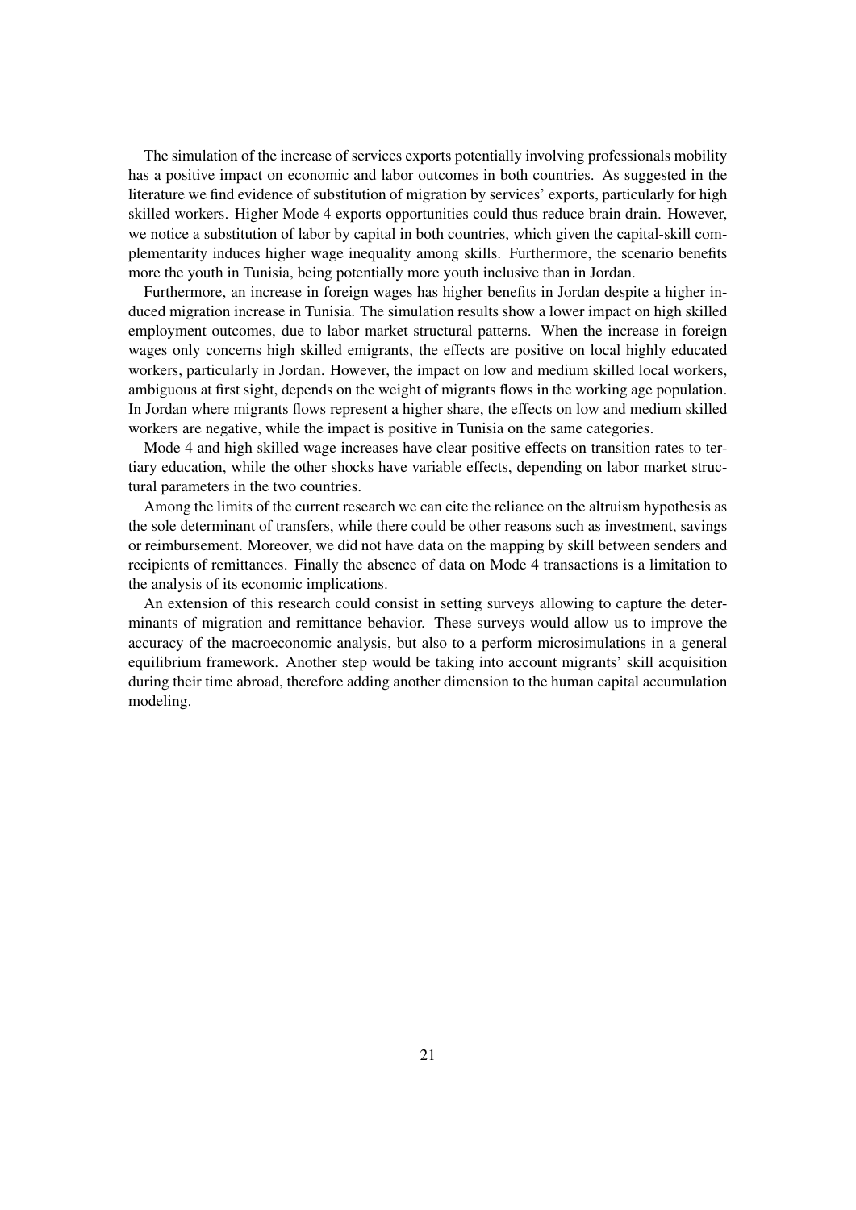The simulation of the increase of services exports potentially involving professionals mobility has a positive impact on economic and labor outcomes in both countries. As suggested in the literature we find evidence of substitution of migration by services' exports, particularly for high skilled workers. Higher Mode 4 exports opportunities could thus reduce brain drain. However, we notice a substitution of labor by capital in both countries, which given the capital-skill complementarity induces higher wage inequality among skills. Furthermore, the scenario benefits more the youth in Tunisia, being potentially more youth inclusive than in Jordan.

Furthermore, an increase in foreign wages has higher benefits in Jordan despite a higher induced migration increase in Tunisia. The simulation results show a lower impact on high skilled employment outcomes, due to labor market structural patterns. When the increase in foreign wages only concerns high skilled emigrants, the effects are positive on local highly educated workers, particularly in Jordan. However, the impact on low and medium skilled local workers, ambiguous at first sight, depends on the weight of migrants flows in the working age population. In Jordan where migrants flows represent a higher share, the effects on low and medium skilled workers are negative, while the impact is positive in Tunisia on the same categories.

Mode 4 and high skilled wage increases have clear positive effects on transition rates to tertiary education, while the other shocks have variable effects, depending on labor market structural parameters in the two countries.

Among the limits of the current research we can cite the reliance on the altruism hypothesis as the sole determinant of transfers, while there could be other reasons such as investment, savings or reimbursement. Moreover, we did not have data on the mapping by skill between senders and recipients of remittances. Finally the absence of data on Mode 4 transactions is a limitation to the analysis of its economic implications.

An extension of this research could consist in setting surveys allowing to capture the determinants of migration and remittance behavior. These surveys would allow us to improve the accuracy of the macroeconomic analysis, but also to a perform microsimulations in a general equilibrium framework. Another step would be taking into account migrants' skill acquisition during their time abroad, therefore adding another dimension to the human capital accumulation modeling.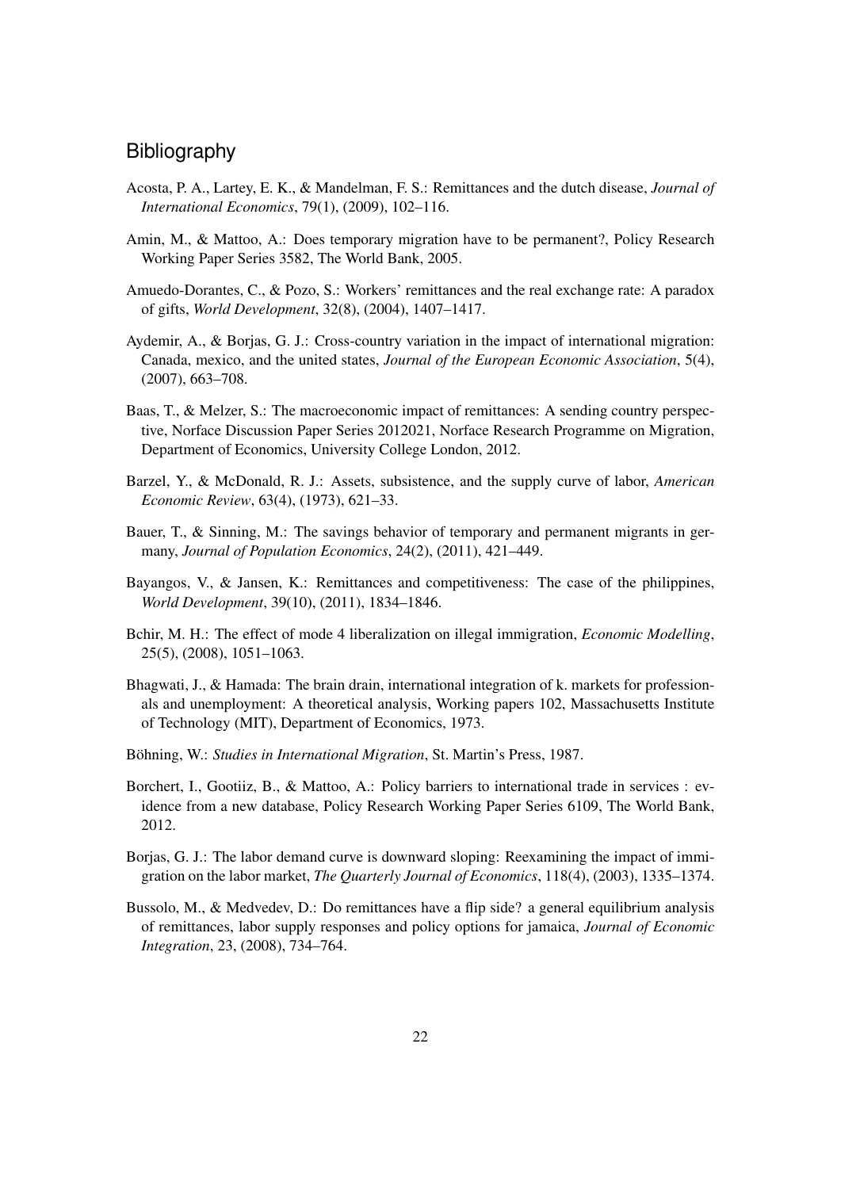# Bibliography

Acosta, P. A., Lartey, E. K., & Mandelman, F. S.: Remittances and the dutch disease, *Journal of International Economics*, 79(1), (2009), 102–116.

Amin, M., & Mattoo, A.: Does temporary migration have to be permanent?, Policy Research Working Paper Series 3582, The World Bank, 2005.

Amuedo-Dorantes, C., & Pozo, S.: Workers' remittances and the real exchange rate: A paradox of gifts, *World Development*, 32(8), (2004), 1407–1417.

Aydemir, A., & Borjas, G. J.: Cross-country variation in the impact of international migration: Canada, mexico, and the united states, *Journal of the European Economic Association*, 5(4), (2007), 663–708.

Baas, T., & Melzer, S.: The macroeconomic impact of remittances: A sending country perspective, Norface Discussion Paper Series 2012021, Norface Research Programme on Migration, Department of Economics, University College London, 2012.

Barzel, Y., & McDonald, R. J.: Assets, subsistence, and the supply curve of labor, *American Economic Review*, 63(4), (1973), 621–33.

Bauer, T., & Sinning, M.: The savings behavior of temporary and permanent migrants in germany, *Journal of Population Economics*, 24(2), (2011), 421–449.

Bayangos, V., & Jansen, K.: Remittances and competitiveness: The case of the philippines, *World Development*, 39(10), (2011), 1834–1846.

Bchir, M. H.: The effect of mode 4 liberalization on illegal immigration, *Economic Modelling*, 25(5), (2008), 1051–1063.

Bhagwati, J., & Hamada: The brain drain, international integration of k. markets for professionals and unemployment: A theoretical analysis, Working papers 102, Massachusetts Institute of Technology (MIT), Department of Economics, 1973.

Böhning, W.: *Studies in International Migration*, St. Martin's Press, 1987.

Borchert, I., Gootiiz, B., & Mattoo, A.: Policy barriers to international trade in services : evidence from a new database, Policy Research Working Paper Series 6109, The World Bank, 2012.

Borjas, G. J.: The labor demand curve is downward sloping: Reexamining the impact of immigration on the labor market, *The Quarterly Journal of Economics*, 118(4), (2003), 1335–1374.

Bussolo, M., & Medvedev, D.: Do remittances have a flip side? a general equilibrium analysis of remittances, labor supply responses and policy options for jamaica, *Journal of Economic Integration*, 23, (2008), 734–764.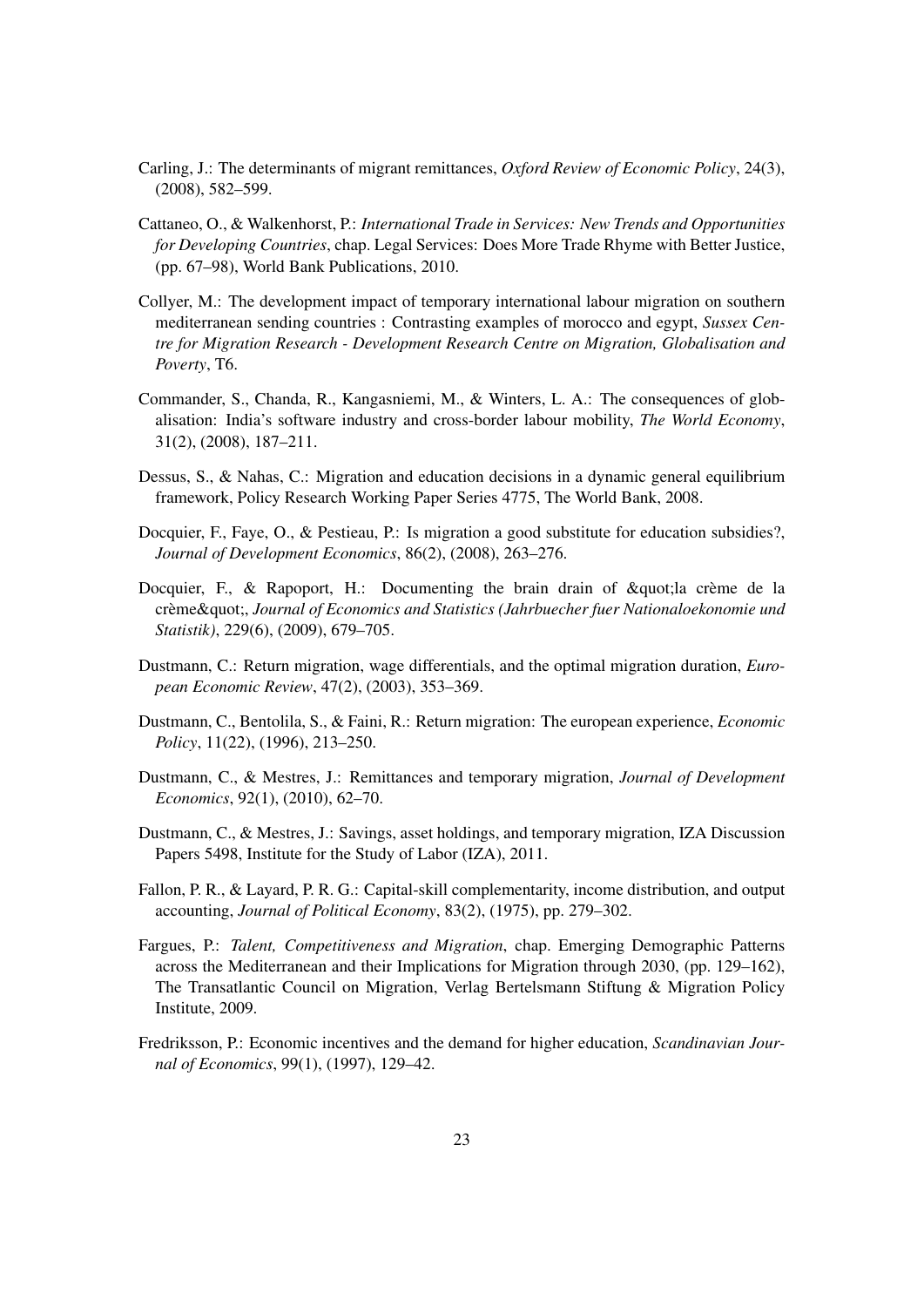Carling, J.: The determinants of migrant remittances, *Oxford Review of Economic Policy*, 24(3), (2008), 582–599.

Cattaneo, O., & Walkenhorst, P.: *International Trade in Services: New Trends and Opportunities for Developing Countries*, chap. Legal Services: Does More Trade Rhyme with Better Justice, (pp. 67–98), World Bank Publications, 2010.

Collyer, M.: The development impact of temporary international labour migration on southern mediterranean sending countries : Contrasting examples of morocco and egypt, *Sussex Centre for Migration Research - Development Research Centre on Migration, Globalisation and Poverty*, T6.

Commander, S., Chanda, R., Kangasniemi, M., & Winters, L. A.: The consequences of globalisation: India's software industry and cross-border labour mobility, *The World Economy*, 31(2), (2008), 187–211.

Dessus, S., & Nahas, C.: Migration and education decisions in a dynamic general equilibrium framework, Policy Research Working Paper Series 4775, The World Bank, 2008.

Docquier, F., Faye, O., & Pestieau, P.: Is migration a good substitute for education subsidies?, *Journal of Development Economics*, 86(2), (2008), 263–276.

Docquier, F., & Rapoport, H.: Documenting the brain drain of &quot;la crème de la crème&quot;, *Journal of Economics and Statistics (Jahrbuecher fuer Nationaloekonomie und Statistik)*, 229(6), (2009), 679–705.

Dustmann, C.: Return migration, wage differentials, and the optimal migration duration, *European Economic Review*, 47(2), (2003), 353–369.

Dustmann, C., Bentolila, S., & Faini, R.: Return migration: The european experience, *Economic Policy*, 11(22), (1996), 213–250.

Dustmann, C., & Mestres, J.: Remittances and temporary migration, *Journal of Development Economics*, 92(1), (2010), 62–70.

Dustmann, C., & Mestres, J.: Savings, asset holdings, and temporary migration, IZA Discussion Papers 5498, Institute for the Study of Labor (IZA), 2011.

Fallon, P. R., & Layard, P. R. G.: Capital-skill complementarity, income distribution, and output accounting, *Journal of Political Economy*, 83(2), (1975), pp. 279–302.

Fargues, P.: *Talent, Competitiveness and Migration*, chap. Emerging Demographic Patterns across the Mediterranean and their Implications for Migration through 2030, (pp. 129–162), The Transatlantic Council on Migration, Verlag Bertelsmann Stiftung & Migration Policy Institute, 2009.

Fredriksson, P.: Economic incentives and the demand for higher education, *Scandinavian Journal of Economics*, 99(1), (1997), 129–42.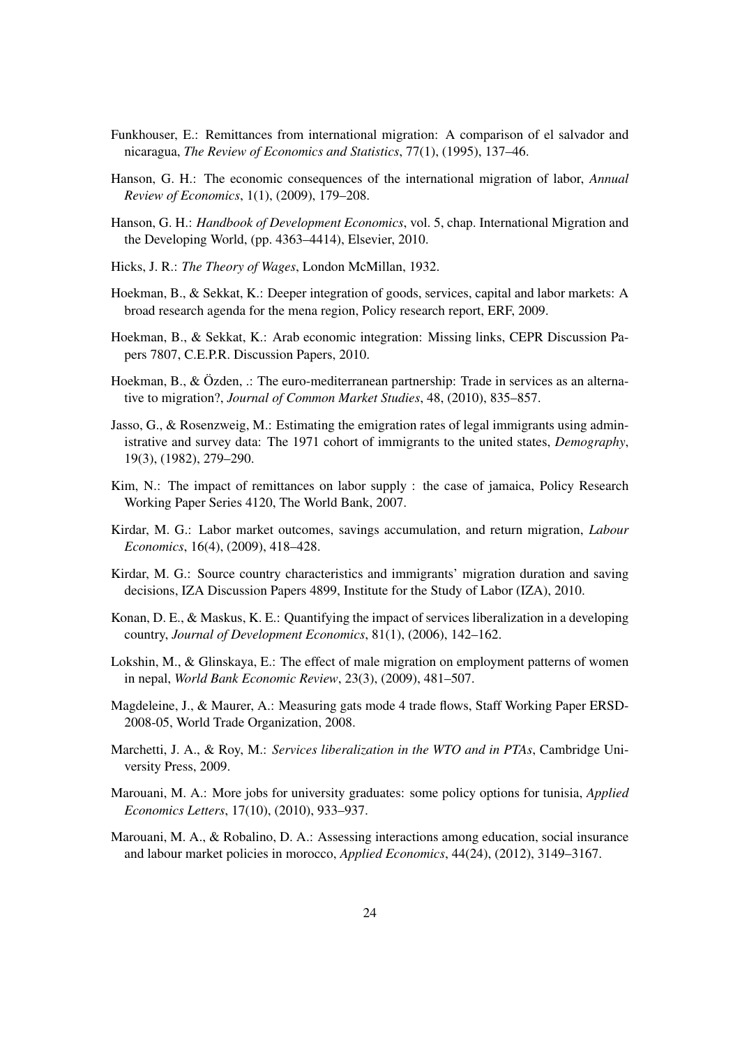Funkhouser, E.: Remittances from international migration: A comparison of el salvador and nicaragua, *The Review of Economics and Statistics*, 77(1), (1995), 137–46.

Hanson, G. H.: The economic consequences of the international migration of labor, *Annual Review of Economics*, 1(1), (2009), 179–208.

Hanson, G. H.: *Handbook of Development Economics*, vol. 5, chap. International Migration and the Developing World, (pp. 4363–4414), Elsevier, 2010.

Hicks, J. R.: *The Theory of Wages*, London McMillan, 1932.

Hoekman, B., & Sekkat, K.: Deeper integration of goods, services, capital and labor markets: A broad research agenda for the mena region, Policy research report, ERF, 2009.

Hoekman, B., & Sekkat, K.: Arab economic integration: Missing links, CEPR Discussion Papers 7807, C.E.P.R. Discussion Papers, 2010.

Hoekman, B., & Özden, .: The euro-mediterranean partnership: Trade in services as an alternative to migration?, *Journal of Common Market Studies*, 48, (2010), 835–857.

Jasso, G., & Rosenzweig, M.: Estimating the emigration rates of legal immigrants using administrative and survey data: The 1971 cohort of immigrants to the united states, *Demography*, 19(3), (1982), 279–290.

Kim, N.: The impact of remittances on labor supply : the case of jamaica, Policy Research Working Paper Series 4120, The World Bank, 2007.

Kirdar, M. G.: Labor market outcomes, savings accumulation, and return migration, *Labour Economics*, 16(4), (2009), 418–428.

Kirdar, M. G.: Source country characteristics and immigrants' migration duration and saving decisions, IZA Discussion Papers 4899, Institute for the Study of Labor (IZA), 2010.

Konan, D. E., & Maskus, K. E.: Quantifying the impact of services liberalization in a developing country, *Journal of Development Economics*, 81(1), (2006), 142–162.

Lokshin, M., & Glinskaya, E.: The effect of male migration on employment patterns of women in nepal, *World Bank Economic Review*, 23(3), (2009), 481–507.

Magdeleine, J., & Maurer, A.: Measuring gats mode 4 trade flows, Staff Working Paper ERSD-2008-05, World Trade Organization, 2008.

Marchetti, J. A., & Roy, M.: *Services liberalization in the WTO and in PTAs*, Cambridge University Press, 2009.

Marouani, M. A.: More jobs for university graduates: some policy options for tunisia, *Applied Economics Letters*, 17(10), (2010), 933–937.

Marouani, M. A., & Robalino, D. A.: Assessing interactions among education, social insurance and labour market policies in morocco, *Applied Economics*, 44(24), (2012), 3149–3167.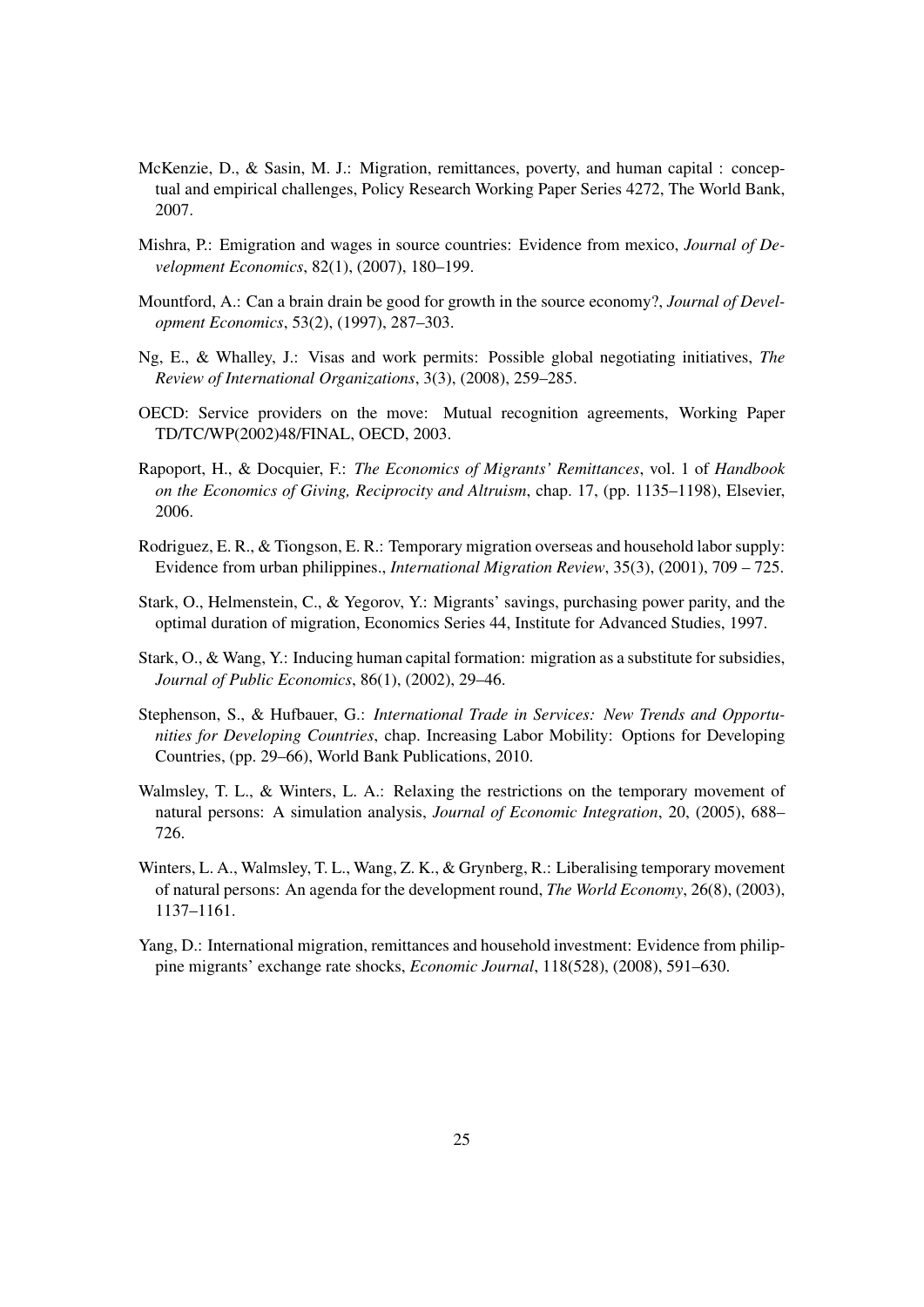McKenzie, D., & Sasin, M. J.: Migration, remittances, poverty, and human capital : conceptual and empirical challenges, Policy Research Working Paper Series 4272, The World Bank, 2007.

Mishra, P.: Emigration and wages in source countries: Evidence from mexico, *Journal of Development Economics*, 82(1), (2007), 180–199.

Mountford, A.: Can a brain drain be good for growth in the source economy?, *Journal of Development Economics*, 53(2), (1997), 287–303.

Ng, E., & Whalley, J.: Visas and work permits: Possible global negotiating initiatives, *The Review of International Organizations*, 3(3), (2008), 259–285.

OECD: Service providers on the move: Mutual recognition agreements, Working Paper TD/TC/WP(2002)48/FINAL, OECD, 2003.

Rapoport, H., & Docquier, F.: *The Economics of Migrants' Remittances*, vol. 1 of *Handbook on the Economics of Giving, Reciprocity and Altruism*, chap. 17, (pp. 1135–1198), Elsevier, 2006.

Rodriguez, E. R., & Tiongson, E. R.: Temporary migration overseas and household labor supply: Evidence from urban philippines., *International Migration Review*, 35(3), (2001), 709 – 725.

Stark, O., Helmenstein, C., & Yegorov, Y.: Migrants' savings, purchasing power parity, and the optimal duration of migration, Economics Series 44, Institute for Advanced Studies, 1997.

Stark, O., & Wang, Y.: Inducing human capital formation: migration as a substitute for subsidies, *Journal of Public Economics*, 86(1), (2002), 29–46.

Stephenson, S., & Hufbauer, G.: *International Trade in Services: New Trends and Opportunities for Developing Countries*, chap. Increasing Labor Mobility: Options for Developing Countries, (pp. 29–66), World Bank Publications, 2010.

Walmsley, T. L., & Winters, L. A.: Relaxing the restrictions on the temporary movement of natural persons: A simulation analysis, *Journal of Economic Integration*, 20, (2005), 688–726.

Winters, L. A., Walmsley, T. L., Wang, Z. K., & Grynberg, R.: Liberalising temporary movement of natural persons: An agenda for the development round, *The World Economy*, 26(8), (2003), 1137–1161.

Yang, D.: International migration, remittances and household investment: Evidence from philippine migrants' exchange rate shocks, *Economic Journal*, 118(528), (2008), 591–630.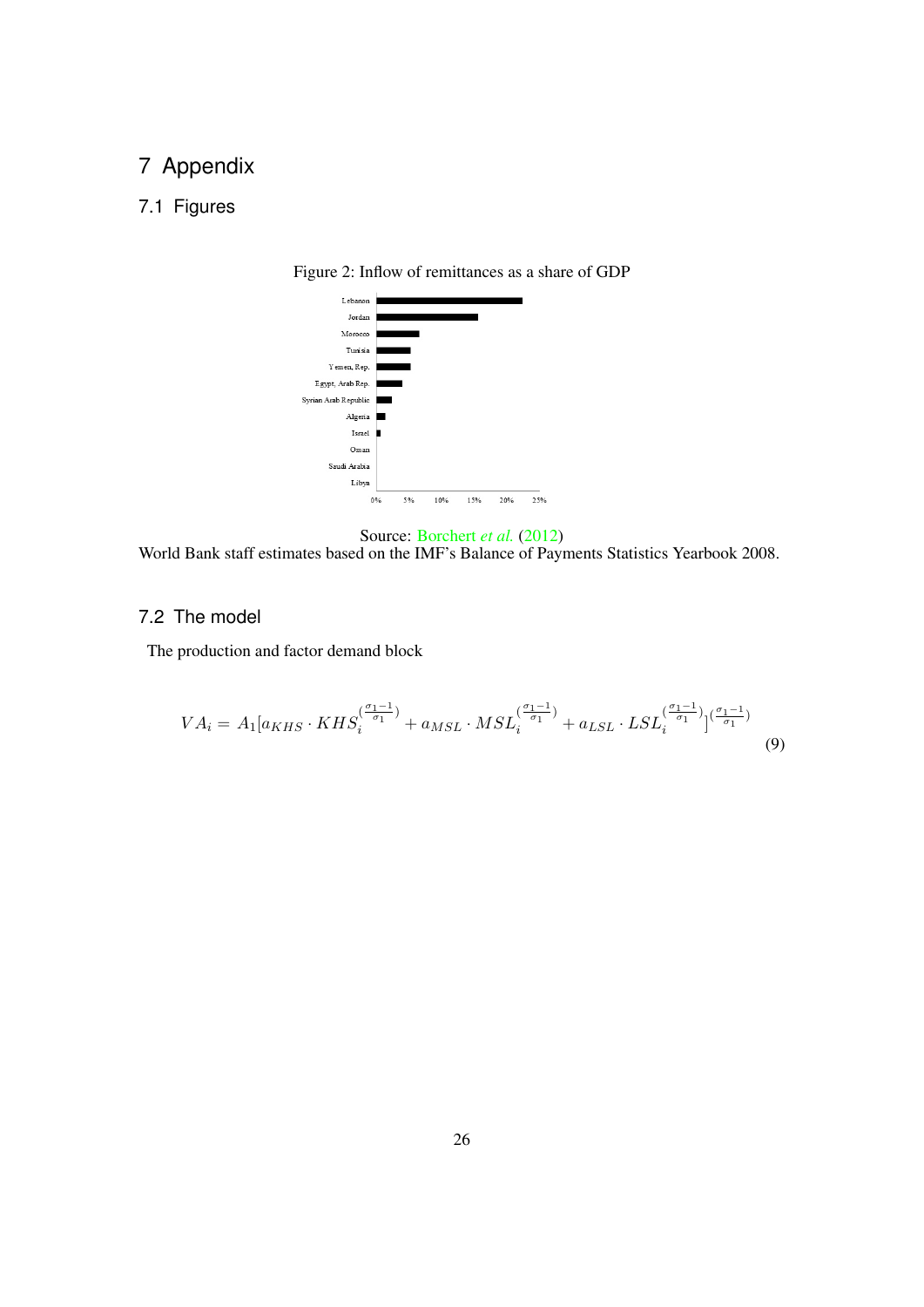# 7 Appendix

## 7.1 Figures

Figure 2: Inflow of remittances as a share of GDP

Source: Borchert *et al.* (2012)
World Bank staff estimates based on the IMF's Balance of Payments Statistics Yearbook 2008.

## 7.2 The model

The production and factor demand block

$$VA_i = A_1[a_{KHS} \cdot KHS_i^{(\frac{\sigma_1 - 1}{\sigma_1})} + a_{MSL} \cdot MSL_i^{(\frac{\sigma_1 - 1}{\sigma_1})} + a_{LSL} \cdot LSL_i^{(\frac{\sigma_1 - 1}{\sigma_1})}]^{(\frac{\sigma_1 - 1}{\sigma_1})} \tag{9}$$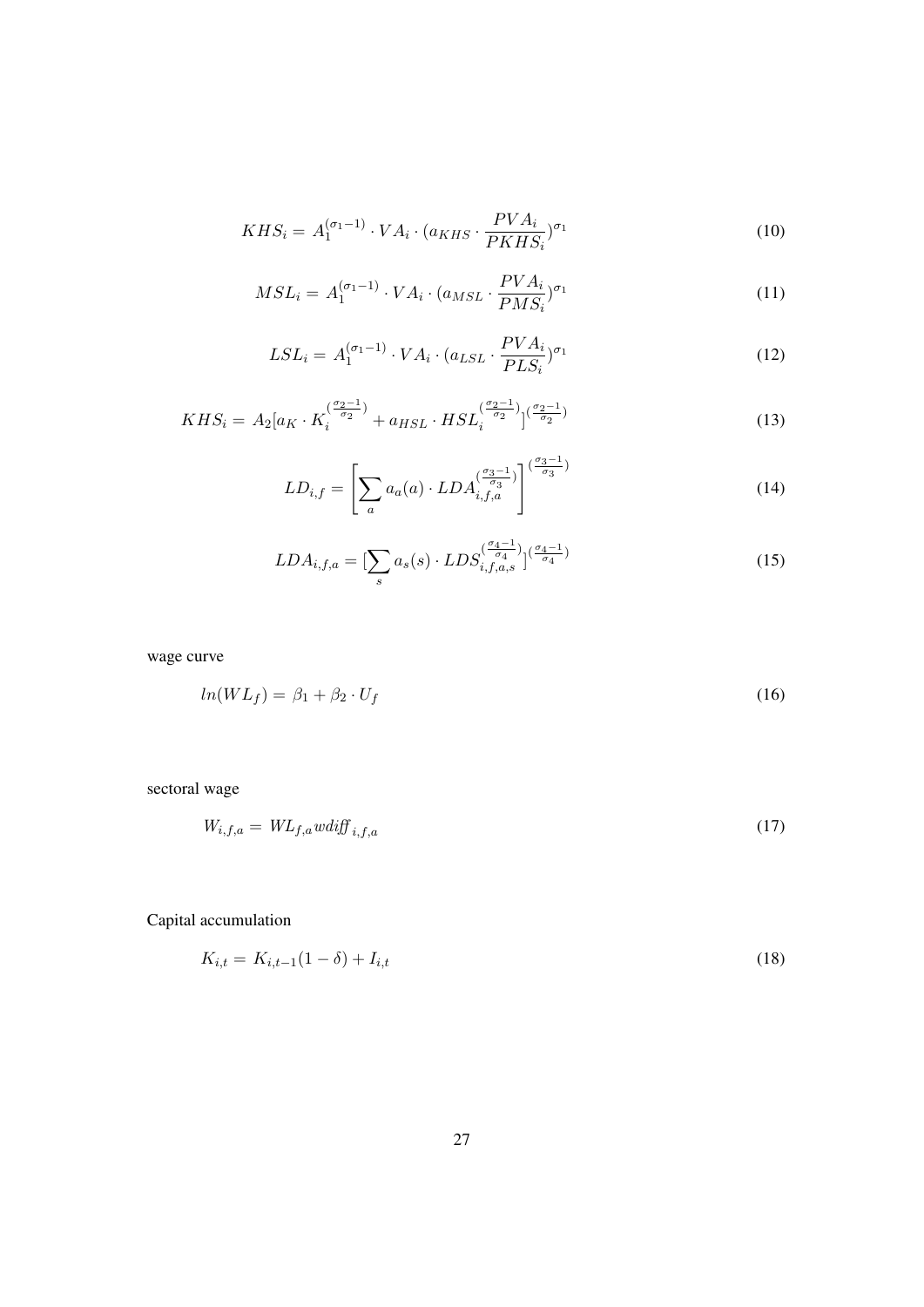$$KHS_i = A_1^{(\sigma_1 - 1)} \cdot VA_i \cdot (a_{KHS} \cdot \frac{PVA_i}{PKHS_i})^{\sigma_1} \tag{10}$$

$$MSL_i = A_1^{(\sigma_1 - 1)} \cdot VA_i \cdot (a_{MSL} \cdot \frac{PVA_i}{PMS_i})^{\sigma_1} \tag{11}$$

$$LSL_i = A_1^{(\sigma_1 - 1)} \cdot VA_i \cdot (a_{LSL} \cdot \frac{PVA_i}{PLS_i})^{\sigma_1} \tag{12}$$

$$KHS_i = A_2[a_K \cdot K_i^{(\frac{\sigma_2 - 1}{\sigma_2})} + a_{HSL} \cdot HSL_i^{(\frac{\sigma_2 - 1}{\sigma_2})}]^{(\frac{\sigma_2 - 1}{\sigma_2})} \tag{13}$$

$$LD_{i,f} = \left[ \sum_a a_a(a) \cdot LDA_{i,f,a}^{(\frac{\sigma_3 - 1}{\sigma_3})} \right]^{(\frac{\sigma_3 - 1}{\sigma_3})} \tag{14}$$

$$LDA_{i,f,a} = [\sum_s a_s(s) \cdot LDS_{i,f,a,s}^{(\frac{\sigma_4 - 1}{\sigma_4})}]^{(\frac{\sigma_4 - 1}{\sigma_4})} \tag{15}$$

wage curve

$$ln(WL_f) = \beta_1 + \beta_2 \cdot U_f \tag{16}$$

sectoral wage

$$W_{i,f,a} = WL_{f,a} wdiff_{i,f,a} \tag{17}$$

Capital accumulation

$$K_{i,t} = K_{i,t-1}(1 - \delta) + I_{i,t} \tag{18}$$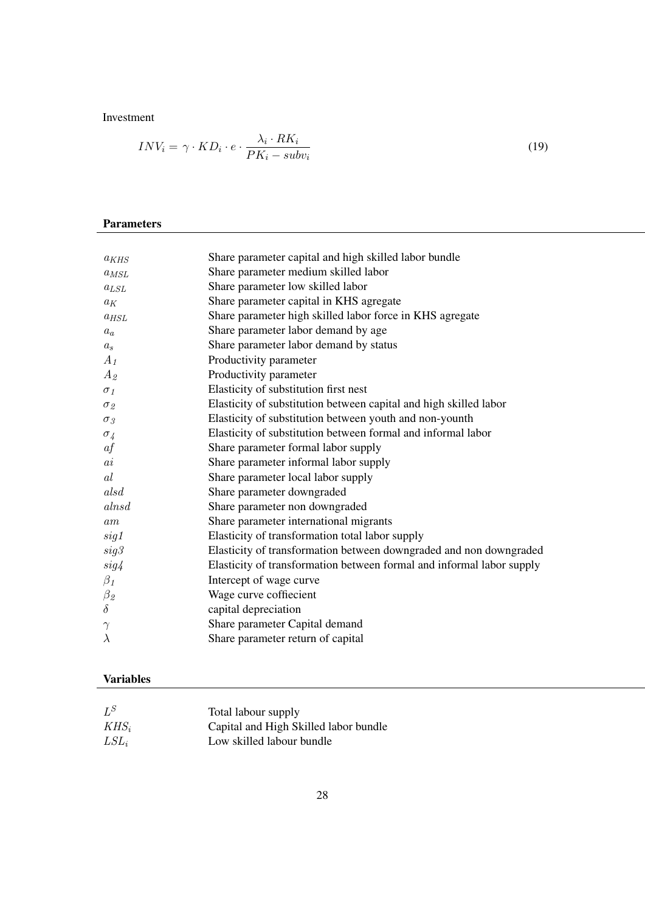Investment

$$INV_i = \gamma \cdot KD_i \cdot e \cdot \frac{\lambda_i \cdot RK_i}{PK_i - subv_i} \tag{19}$$

## Parameters

| | |
|---|---|
| $a_{KHS}$ | Share parameter capital and high skilled labor bundle |
| $a_{MSL}$ | Share parameter medium skilled labor |
| $a_{LSL}$ | Share parameter low skilled labor |
| $a_K$ | Share parameter capital in KHS agregate |
| $a_{HSL}$ | Share parameter high skilled labor force in KHS agregate |
| $a_a$ | Share parameter labor demand by age |
| $a_s$ | Share parameter labor demand by status |
| $A_1$ | Productivity parameter |
| $A_2$ | Productivity parameter |
| $\sigma_1$ | Elasticity of substitution first nest |
| $\sigma_2$ | Elasticity of substitution between capital and high skilled labor |
| $\sigma_3$ | Elasticity of substitution between youth and non-younth |
| $\sigma_4$ | Elasticity of substitution between formal and informal labor |
| $af$ | Share parameter formal labor supply |
| $ai$ | Share parameter informal labor supply |
| $al$ | Share parameter local labor supply |
| $alsd$ | Share parameter downgraded |
| $alnsd$ | Share parameter non downgraded |
| $am$ | Share parameter international migrants |
| $sig1$ | Elasticity of transformation total labor supply |
| $sig3$ | Elasticity of transformation between downgraded and non downgraded |
| $sig4$ | Elasticity of transformation between formal and informal labor supply |
| $\beta_1$ | Intercept of wage curve |
| $\beta_2$ | Wage curve coffiecient |
| $\delta$ | capital depreciation |
| $\gamma$ | Share parameter Capital demand |
| $\lambda$ | Share parameter return of capital |

## Variables

| | |
|---|---|
| $L^S$ | Total labour supply |
| $KHS_i$ | Capital and High Skilled labor bundle |
| $LSL_i$ | Low skilled labour bundle |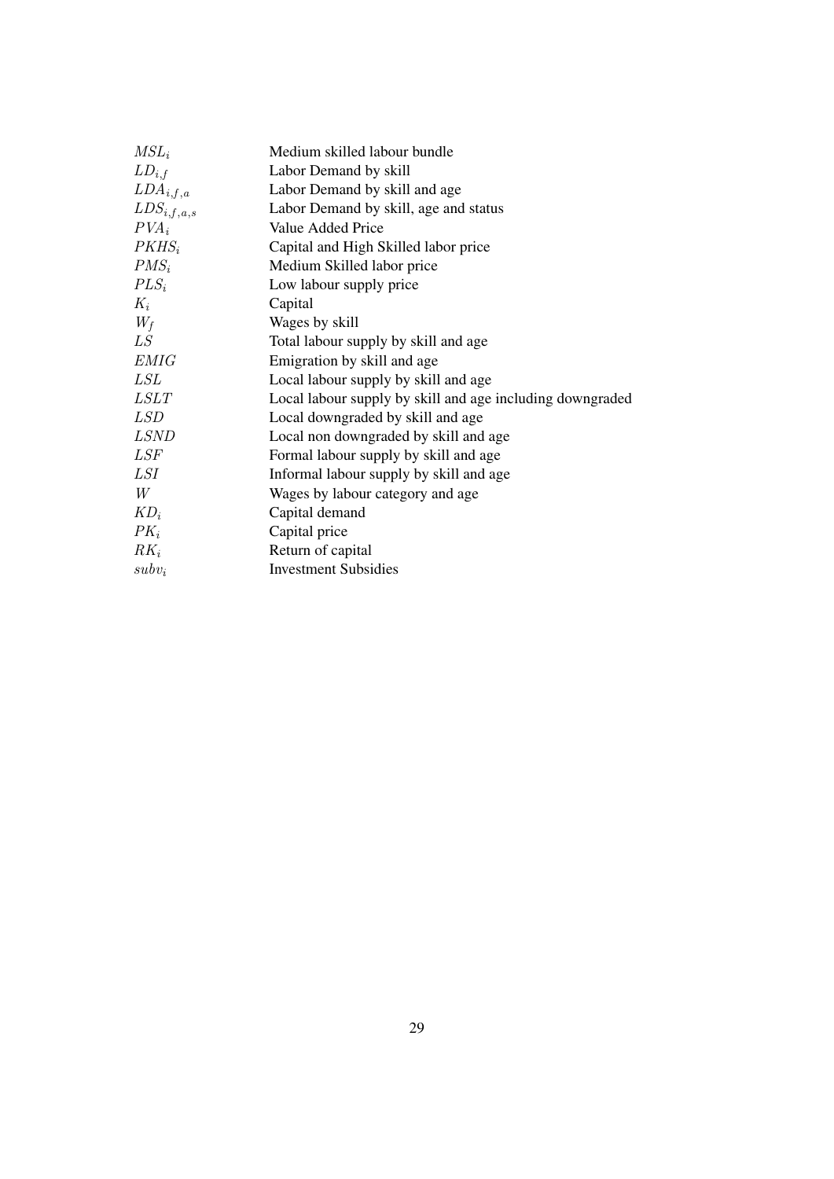| | |
|---|---|
| $MSL_i$ | Medium skilled labour bundle |
| $LD_{i,f}$ | Labor Demand by skill |
| $LDA_{i,f,a}$ | Labor Demand by skill and age |
| $LDS_{i,f,a,s}$ | Labor Demand by skill, age and status |
| $PVA_i$ | Value Added Price |
| $PKHS_i$ | Capital and High Skilled labor price |
| $PMS_i$ | Medium Skilled labor price |
| $PLS_i$ | Low labour supply price |
| $K_i$ | Capital |
| $W_f$ | Wages by skill |
| $LS$ | Total labour supply by skill and age |
| $EMIG$ | Emigration by skill and age |
| $LSL$ | Local labour supply by skill and age |
| $LSLT$ | Local labour supply by skill and age including downgraded |
| $LSD$ | Local downgraded by skill and age |
| $LSND$ | Local non downgraded by skill and age |
| $LSF$ | Formal labour supply by skill and age |
| $LSI$ | Informal labour supply by skill and age |
| $W$ | Wages by labour category and age |
| $KD_i$ | Capital demand |
| $PK_i$ | Capital price |
| $RK_i$ | Return of capital |
| $subv_i$ | Investment Subsidies |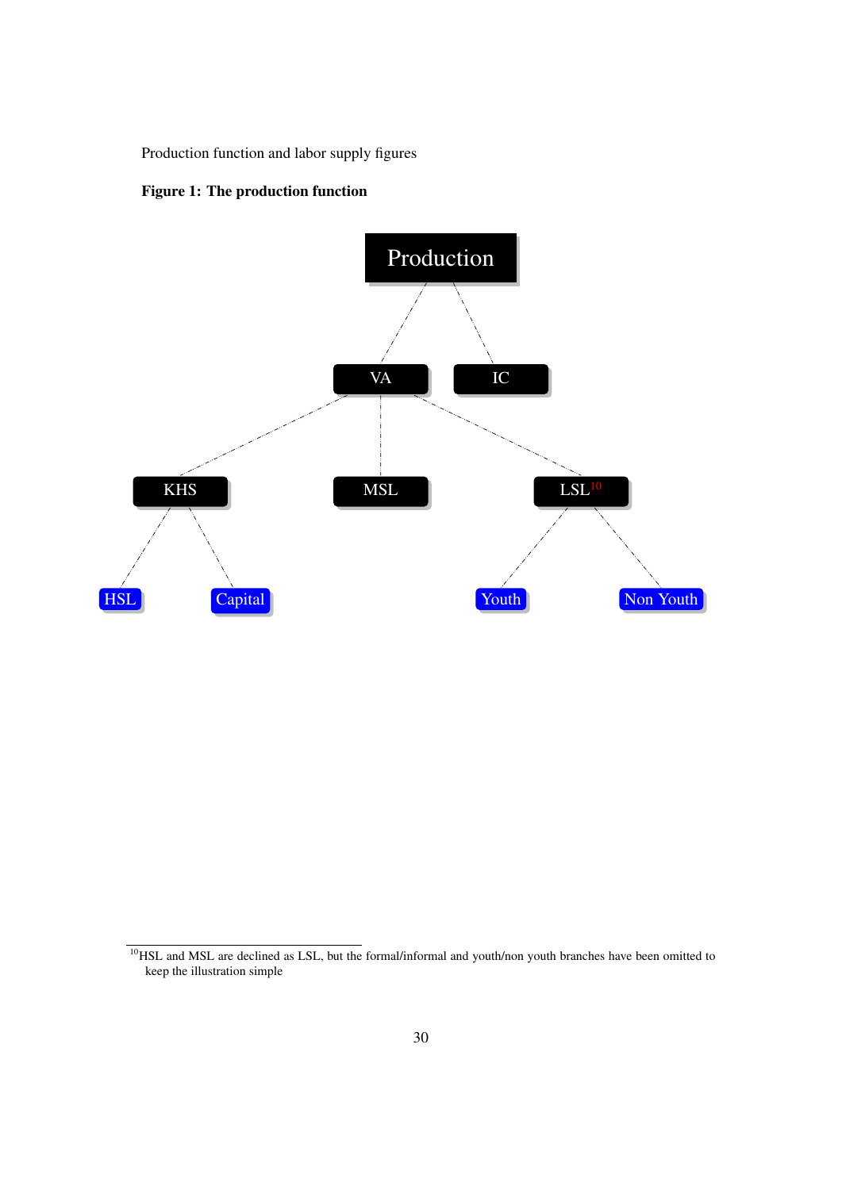Production function and labor supply figures

**Figure 1: The production function**

Production

VA

IC

KHS

MSL

LSL[10]

HSL

Capital

Youth

Non Youth

[10] HSL and MSL are declined as LSL, but the formal/informal and youth/non youth branches have been omitted to keep the illustration simple